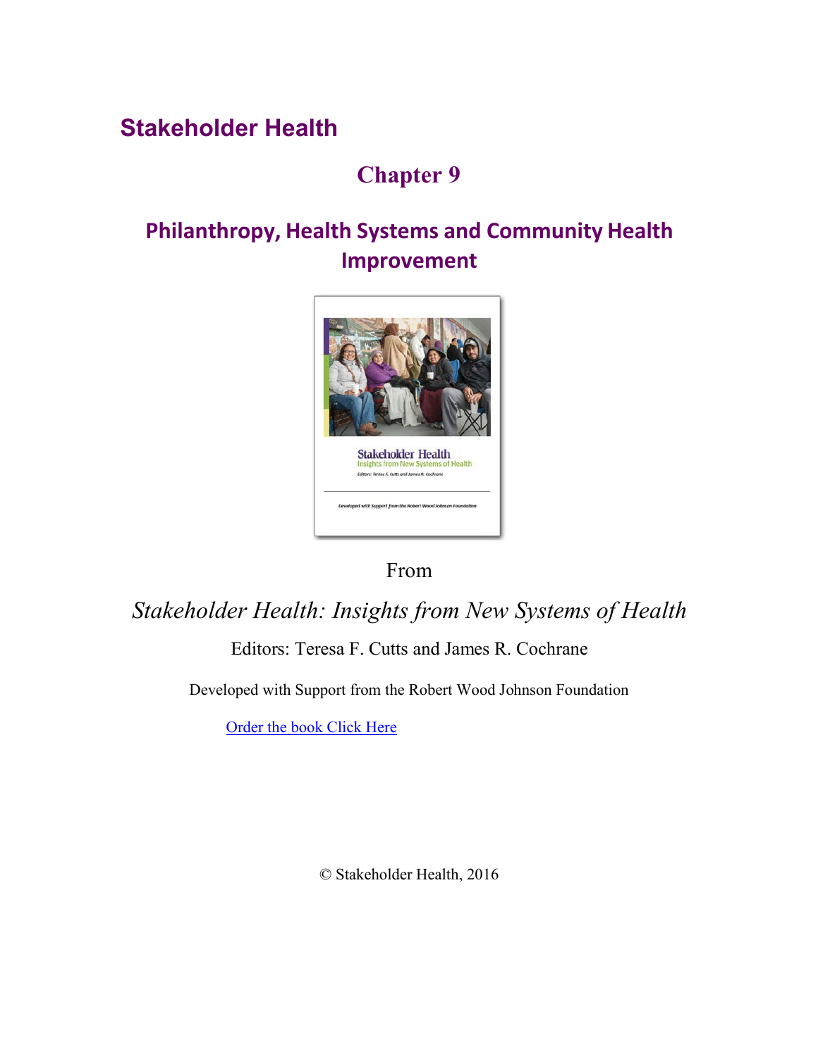# Stakeholder Health

## Chapter 9

## Philanthropy, Health Systems and Community Health Improvement

From

*Stakeholder Health: Insights from New Systems of Health*

Editors: Teresa F. Cutts and James R. Cochrane

Developed with Support from the Robert Wood Johnson Foundation

Order the book Click Here

© Stakeholder Health, 2016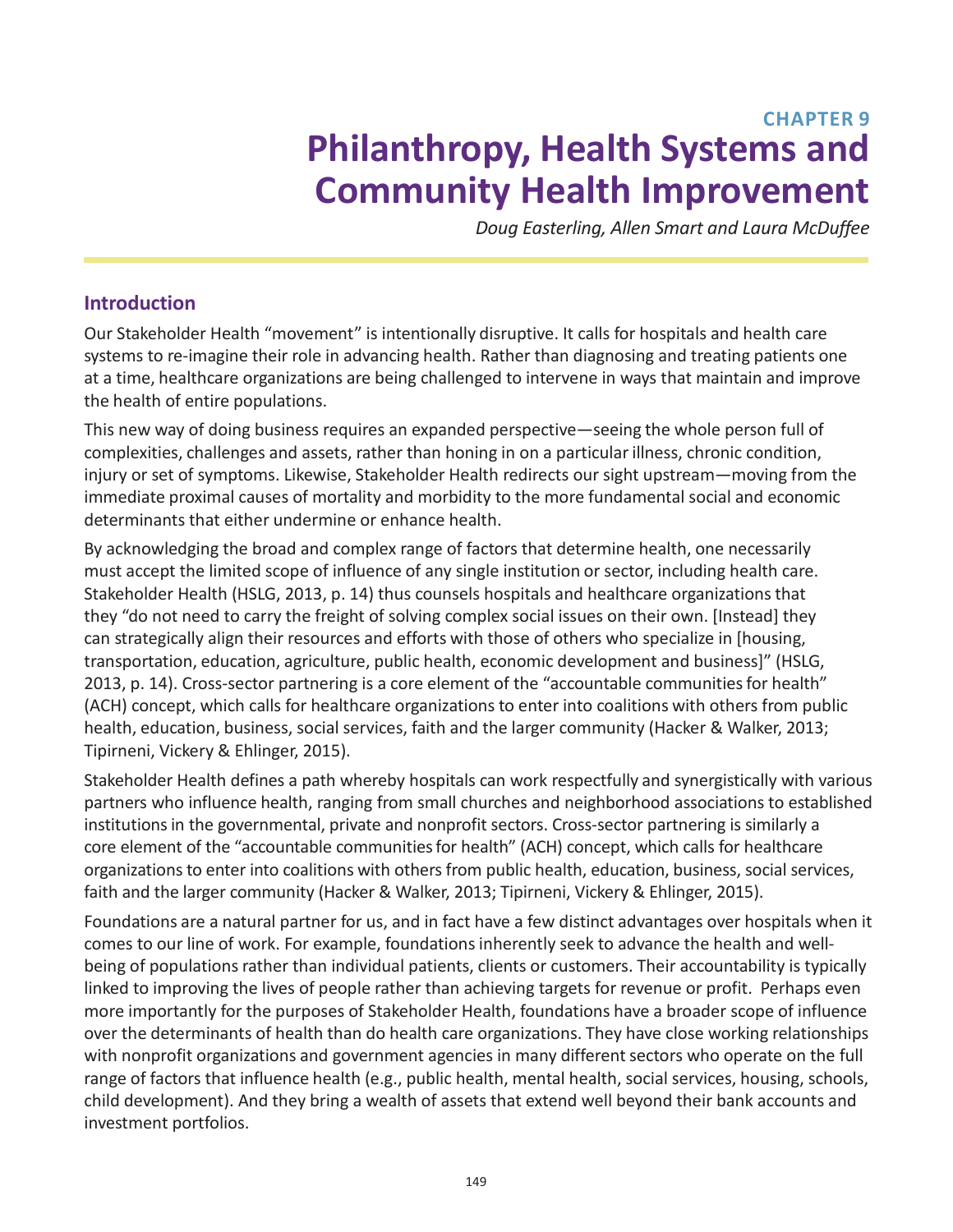# CHAPTER 9
# Philanthropy, Health Systems and Community Health Improvement

*Doug Easterling, Allen Smart and Laura McDuffee*

## Introduction

Our Stakeholder Health "movement" is intentionally disruptive. It calls for hospitals and health care systems to re-imagine their role in advancing health. Rather than diagnosing and treating patients one at a time, healthcare organizations are being challenged to intervene in ways that maintain and improve the health of entire populations.

This new way of doing business requires an expanded perspective—seeing the whole person full of complexities, challenges and assets, rather than honing in on a particular illness, chronic condition, injury or set of symptoms. Likewise, Stakeholder Health redirects our sight upstream—moving from the immediate proximal causes of mortality and morbidity to the more fundamental social and economic determinants that either undermine or enhance health.

By acknowledging the broad and complex range of factors that determine health, one necessarily must accept the limited scope of influence of any single institution or sector, including health care. Stakeholder Health (HSLG, 2013, p. 14) thus counsels hospitals and healthcare organizations that they "do not need to carry the freight of solving complex social issues on their own. [Instead] they can strategically align their resources and efforts with those of others who specialize in [housing, transportation, education, agriculture, public health, economic development and business]" (HSLG, 2013, p. 14). Cross-sector partnering is a core element of the "accountable communities for health" (ACH) concept, which calls for healthcare organizations to enter into coalitions with others from public health, education, business, social services, faith and the larger community (Hacker & Walker, 2013; Tipirneni, Vickery & Ehlinger, 2015).

Stakeholder Health defines a path whereby hospitals can work respectfully and synergistically with various partners who influence health, ranging from small churches and neighborhood associations to established institutions in the governmental, private and nonprofit sectors. Cross-sector partnering is similarly a core element of the "accountable communities for health" (ACH) concept, which calls for healthcare organizations to enter into coalitions with others from public health, education, business, social services, faith and the larger community (Hacker & Walker, 2013; Tipirneni, Vickery & Ehlinger, 2015).

Foundations are a natural partner for us, and in fact have a few distinct advantages over hospitals when it comes to our line of work. For example, foundations inherently seek to advance the health and well-being of populations rather than individual patients, clients or customers. Their accountability is typically linked to improving the lives of people rather than achieving targets for revenue or profit. Perhaps even more importantly for the purposes of Stakeholder Health, foundations have a broader scope of influence over the determinants of health than do health care organizations. They have close working relationships with nonprofit organizations and government agencies in many different sectors who operate on the full range of factors that influence health (e.g., public health, mental health, social services, housing, schools, child development). And they bring a wealth of assets that extend well beyond their bank accounts and investment portfolios.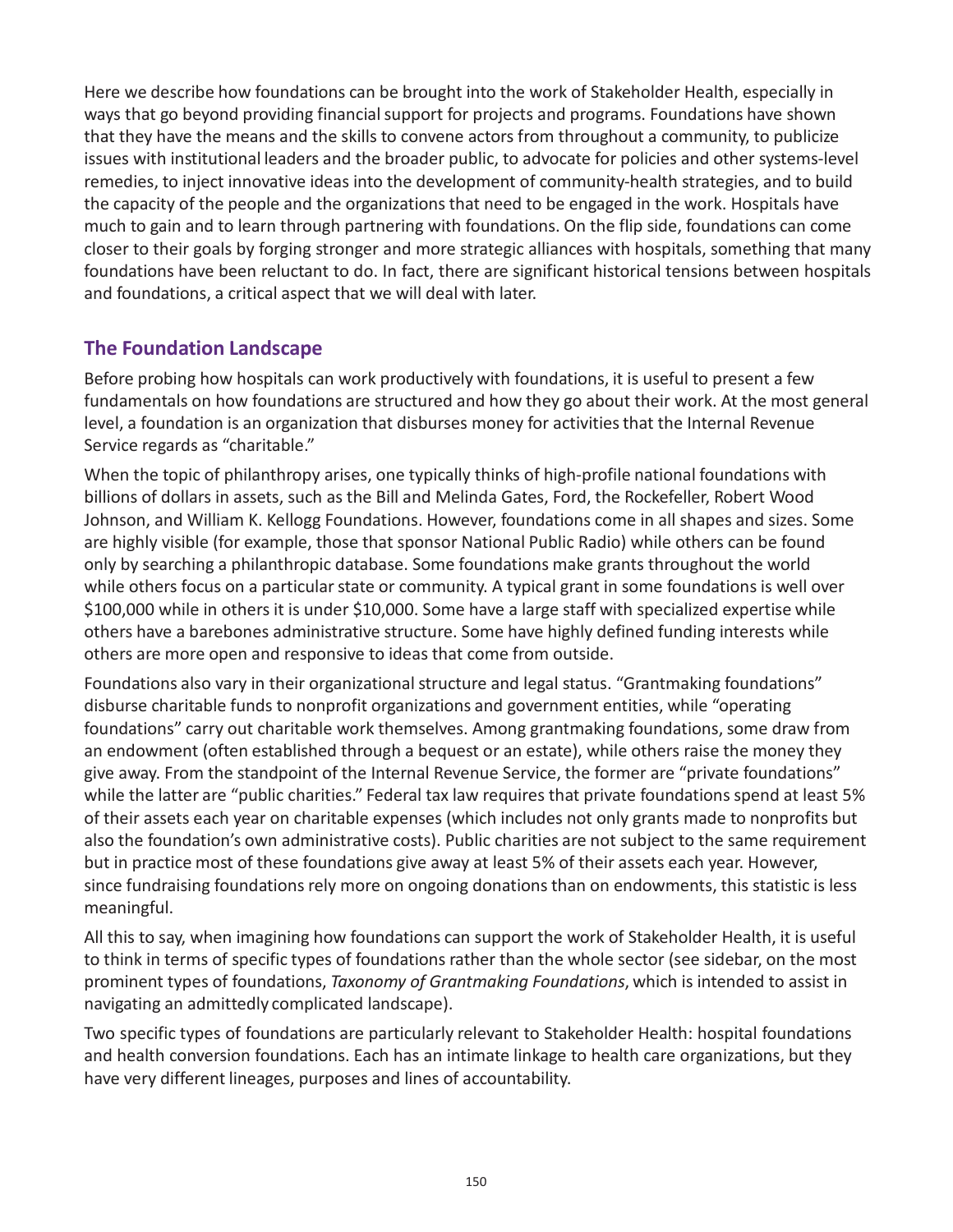Here we describe how foundations can be brought into the work of Stakeholder Health, especially in ways that go beyond providing financial support for projects and programs. Foundations have shown that they have the means and the skills to convene actors from throughout a community, to publicize issues with institutional leaders and the broader public, to advocate for policies and other systems-level remedies, to inject innovative ideas into the development of community-health strategies, and to build the capacity of the people and the organizations that need to be engaged in the work. Hospitals have much to gain and to learn through partnering with foundations. On the flip side, foundations can come closer to their goals by forging stronger and more strategic alliances with hospitals, something that many foundations have been reluctant to do. In fact, there are significant historical tensions between hospitals and foundations, a critical aspect that we will deal with later.

## The Foundation Landscape

Before probing how hospitals can work productively with foundations, it is useful to present a few fundamentals on how foundations are structured and how they go about their work. At the most general level, a foundation is an organization that disburses money for activities that the Internal Revenue Service regards as "charitable."

When the topic of philanthropy arises, one typically thinks of high-profile national foundations with billions of dollars in assets, such as the Bill and Melinda Gates, Ford, the Rockefeller, Robert Wood Johnson, and William K. Kellogg Foundations. However, foundations come in all shapes and sizes. Some are highly visible (for example, those that sponsor National Public Radio) while others can be found only by searching a philanthropic database. Some foundations make grants throughout the world while others focus on a particular state or community. A typical grant in some foundations is well over $100,000 while in others it is under $10,000. Some have a large staff with specialized expertise while others have a barebones administrative structure. Some have highly defined funding interests while others are more open and responsive to ideas that come from outside.

Foundations also vary in their organizational structure and legal status. "Grantmaking foundations" disburse charitable funds to nonprofit organizations and government entities, while "operating foundations" carry out charitable work themselves. Among grantmaking foundations, some draw from an endowment (often established through a bequest or an estate), while others raise the money they give away. From the standpoint of the Internal Revenue Service, the former are "private foundations" while the latter are "public charities." Federal tax law requires that private foundations spend at least 5% of their assets each year on charitable expenses (which includes not only grants made to nonprofits but also the foundation's own administrative costs). Public charities are not subject to the same requirement but in practice most of these foundations give away at least 5% of their assets each year. However, since fundraising foundations rely more on ongoing donations than on endowments, this statistic is less meaningful.

All this to say, when imagining how foundations can support the work of Stakeholder Health, it is useful to think in terms of specific types of foundations rather than the whole sector (see sidebar, on the most prominent types of foundations, *Taxonomy of Grantmaking Foundations*, which is intended to assist in navigating an admittedly complicated landscape).

Two specific types of foundations are particularly relevant to Stakeholder Health: hospital foundations and health conversion foundations. Each has an intimate linkage to health care organizations, but they have very different lineages, purposes and lines of accountability.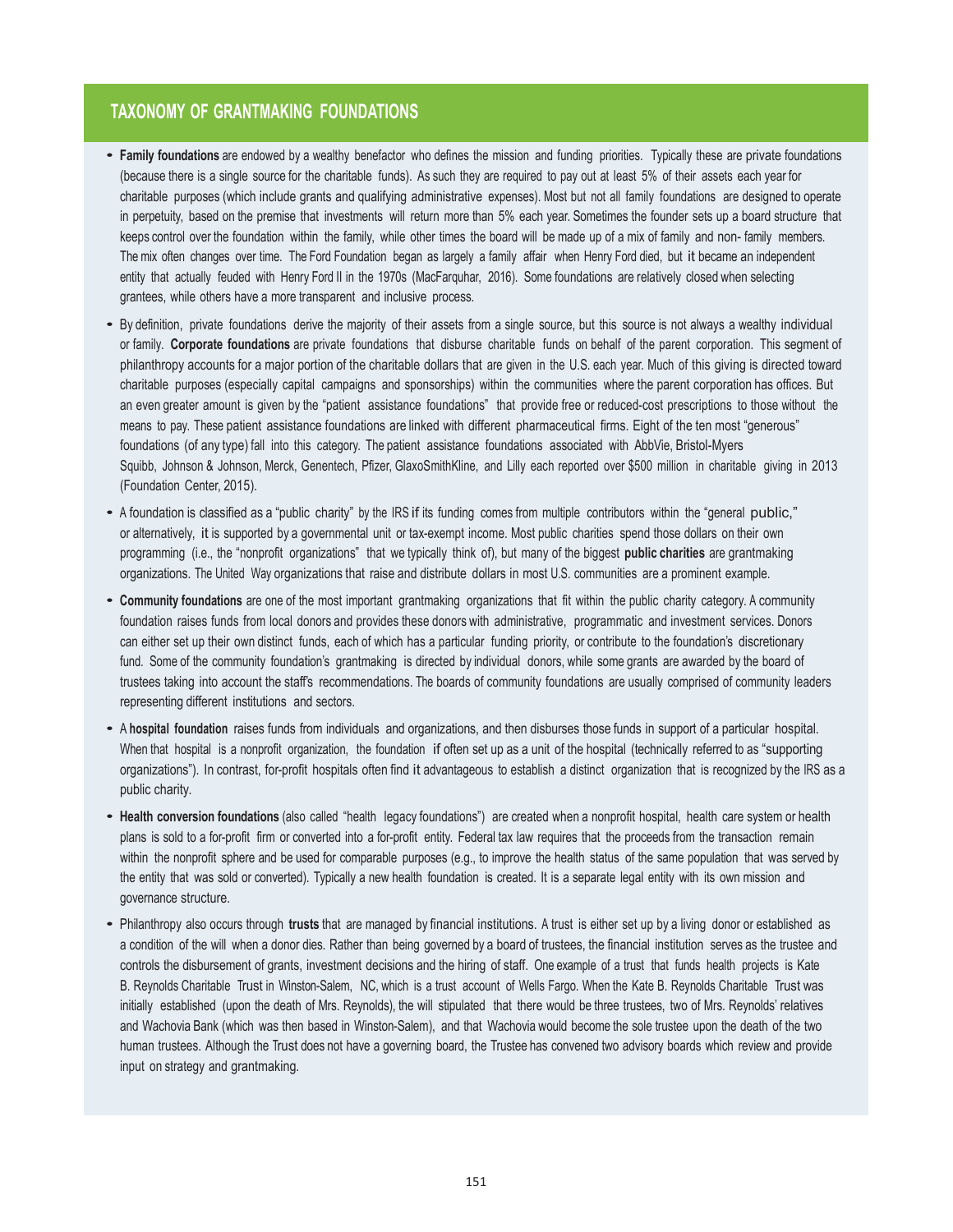## TAXONOMY OF GRANTMAKING FOUNDATIONS

- **Family foundations** are endowed by a wealthy benefactor who defines the mission and funding priorities. Typically these are private foundations (because there is a single source for the charitable funds). As such they are required to pay out at least 5% of their assets each year for charitable purposes (which include grants and qualifying administrative expenses). Most but not all family foundations are designed to operate in perpetuity, based on the premise that investments will return more than 5% each year. Sometimes the founder sets up a board structure that keeps control over the foundation within the family, while other times the board will be made up of a mix of family and non- family members. The mix often changes over time. The Ford Foundation began as largely a family affair when Henry Ford died, but it became an independent entity that actually feuded with Henry Ford II in the 1970s (MacFarquhar, 2016). Some foundations are relatively closed when selecting grantees, while others have a more transparent and inclusive process.
- By definition, private foundations derive the majority of their assets from a single source, but this source is not always a wealthy individual or family. **Corporate foundations** are private foundations that disburse charitable funds on behalf of the parent corporation. This segment of philanthropy accounts for a major portion of the charitable dollars that are given in the U.S. each year. Much of this giving is directed toward charitable purposes (especially capital campaigns and sponsorships) within the communities where the parent corporation has offices. But an even greater amount is given by the "patient assistance foundations" that provide free or reduced-cost prescriptions to those without the means to pay. These patient assistance foundations are linked with different pharmaceutical firms. Eight of the ten most "generous" foundations (of any type) fall into this category. The patient assistance foundations associated with AbbVie, Bristol-Myers Squibb, Johnson & Johnson, Merck, Genentech, Pfizer, GlaxoSmithKline, and Lilly each reported over $500 million in charitable giving in 2013 (Foundation Center, 2015).
- A foundation is classified as a "public charity" by the IRS if its funding comes from multiple contributors within the "general public," or alternatively, it is supported by a governmental unit or tax-exempt income. Most public charities spend those dollars on their own programming (i.e., the "nonprofit organizations" that we typically think of), but many of the biggest **public charities** are grantmaking organizations. The United Way organizations that raise and distribute dollars in most U.S. communities are a prominent example.
- **Community foundations** are one of the most important grantmaking organizations that fit within the public charity category. A community foundation raises funds from local donors and provides these donors with administrative, programmatic and investment services. Donors can either set up their own distinct funds, each of which has a particular funding priority, or contribute to the foundation's discretionary fund. Some of the community foundation's grantmaking is directed by individual donors, while some grants are awarded by the board of trustees taking into account the staff's recommendations. The boards of community foundations are usually comprised of community leaders representing different institutions and sectors.
- A **hospital foundation** raises funds from individuals and organizations, and then disburses those funds in support of a particular hospital. When that hospital is a nonprofit organization, the foundation if often set up as a unit of the hospital (technically referred to as "supporting organizations"). In contrast, for-profit hospitals often find it advantageous to establish a distinct organization that is recognized by the IRS as a public charity.
- **Health conversion foundations** (also called "health legacy foundations") are created when a nonprofit hospital, health care system or health plans is sold to a for-profit firm or converted into a for-profit entity. Federal tax law requires that the proceeds from the transaction remain within the nonprofit sphere and be used for comparable purposes (e.g., to improve the health status of the same population that was served by the entity that was sold or converted). Typically a new health foundation is created. It is a separate legal entity with its own mission and governance structure.
- Philanthropy also occurs through **trusts** that are managed by financial institutions. A trust is either set up by a living donor or established as a condition of the will when a donor dies. Rather than being governed by a board of trustees, the financial institution serves as the trustee and controls the disbursement of grants, investment decisions and the hiring of staff. One example of a trust that funds health projects is Kate B. Reynolds Charitable Trust in Winston-Salem, NC, which is a trust account of Wells Fargo. When the Kate B. Reynolds Charitable Trust was initially established (upon the death of Mrs. Reynolds), the will stipulated that there would be three trustees, two of Mrs. Reynolds' relatives and Wachovia Bank (which was then based in Winston-Salem), and that Wachovia would become the sole trustee upon the death of the two human trustees. Although the Trust does not have a governing board, the Trustee has convened two advisory boards which review and provide input on strategy and grantmaking.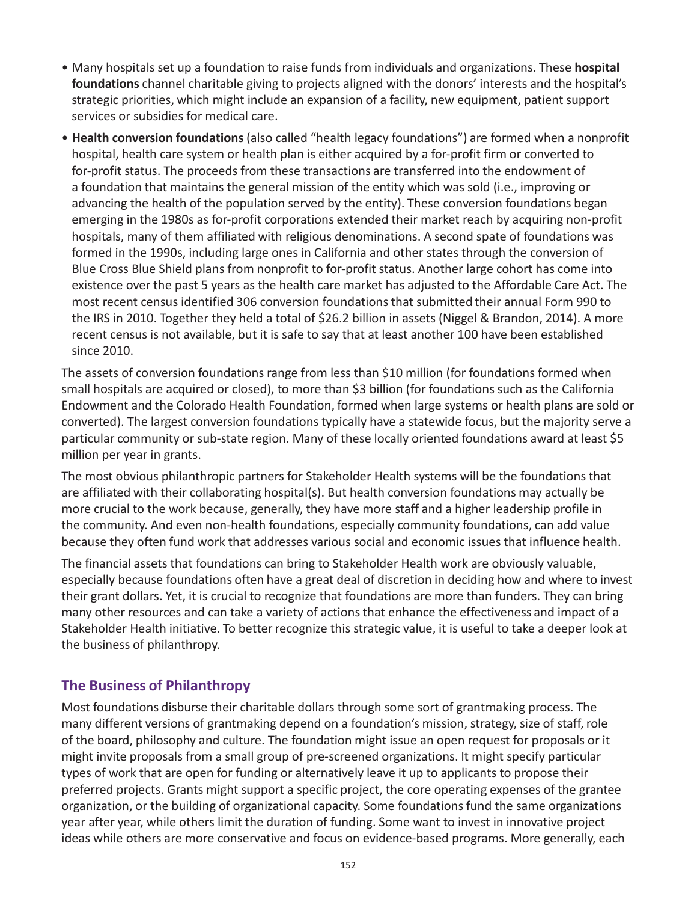- Many hospitals set up a foundation to raise funds from individuals and organizations. These **hospital foundations** channel charitable giving to projects aligned with the donors' interests and the hospital's strategic priorities, which might include an expansion of a facility, new equipment, patient support services or subsidies for medical care.
- **Health conversion foundations** (also called "health legacy foundations") are formed when a nonprofit hospital, health care system or health plan is either acquired by a for-profit firm or converted to for-profit status. The proceeds from these transactions are transferred into the endowment of a foundation that maintains the general mission of the entity which was sold (i.e., improving or advancing the health of the population served by the entity). These conversion foundations began emerging in the 1980s as for-profit corporations extended their market reach by acquiring non-profit hospitals, many of them affiliated with religious denominations. A second spate of foundations was formed in the 1990s, including large ones in California and other states through the conversion of Blue Cross Blue Shield plans from nonprofit to for-profit status. Another large cohort has come into existence over the past 5 years as the health care market has adjusted to the Affordable Care Act. The most recent census identified 306 conversion foundations that submitted their annual Form 990 to the IRS in 2010. Together they held a total of $26.2 billion in assets (Niggel & Brandon, 2014). A more recent census is not available, but it is safe to say that at least another 100 have been established since 2010.

The assets of conversion foundations range from less than $10 million (for foundations formed when small hospitals are acquired or closed), to more than $3 billion (for foundations such as the California Endowment and the Colorado Health Foundation, formed when large systems or health plans are sold or converted). The largest conversion foundations typically have a statewide focus, but the majority serve a particular community or sub-state region. Many of these locally oriented foundations award at least $5 million per year in grants.

The most obvious philanthropic partners for Stakeholder Health systems will be the foundations that are affiliated with their collaborating hospital(s). But health conversion foundations may actually be more crucial to the work because, generally, they have more staff and a higher leadership profile in the community. And even non-health foundations, especially community foundations, can add value because they often fund work that addresses various social and economic issues that influence health.

The financial assets that foundations can bring to Stakeholder Health work are obviously valuable, especially because foundations often have a great deal of discretion in deciding how and where to invest their grant dollars. Yet, it is crucial to recognize that foundations are more than funders. They can bring many other resources and can take a variety of actions that enhance the effectiveness and impact of a Stakeholder Health initiative. To better recognize this strategic value, it is useful to take a deeper look at the business of philanthropy.

## The Business of Philanthropy

Most foundations disburse their charitable dollars through some sort of grantmaking process. The many different versions of grantmaking depend on a foundation's mission, strategy, size of staff, role of the board, philosophy and culture. The foundation might issue an open request for proposals or it might invite proposals from a small group of pre-screened organizations. It might specify particular types of work that are open for funding or alternatively leave it up to applicants to propose their preferred projects. Grants might support a specific project, the core operating expenses of the grantee organization, or the building of organizational capacity. Some foundations fund the same organizations year after year, while others limit the duration of funding. Some want to invest in innovative project ideas while others are more conservative and focus on evidence-based programs. More generally, each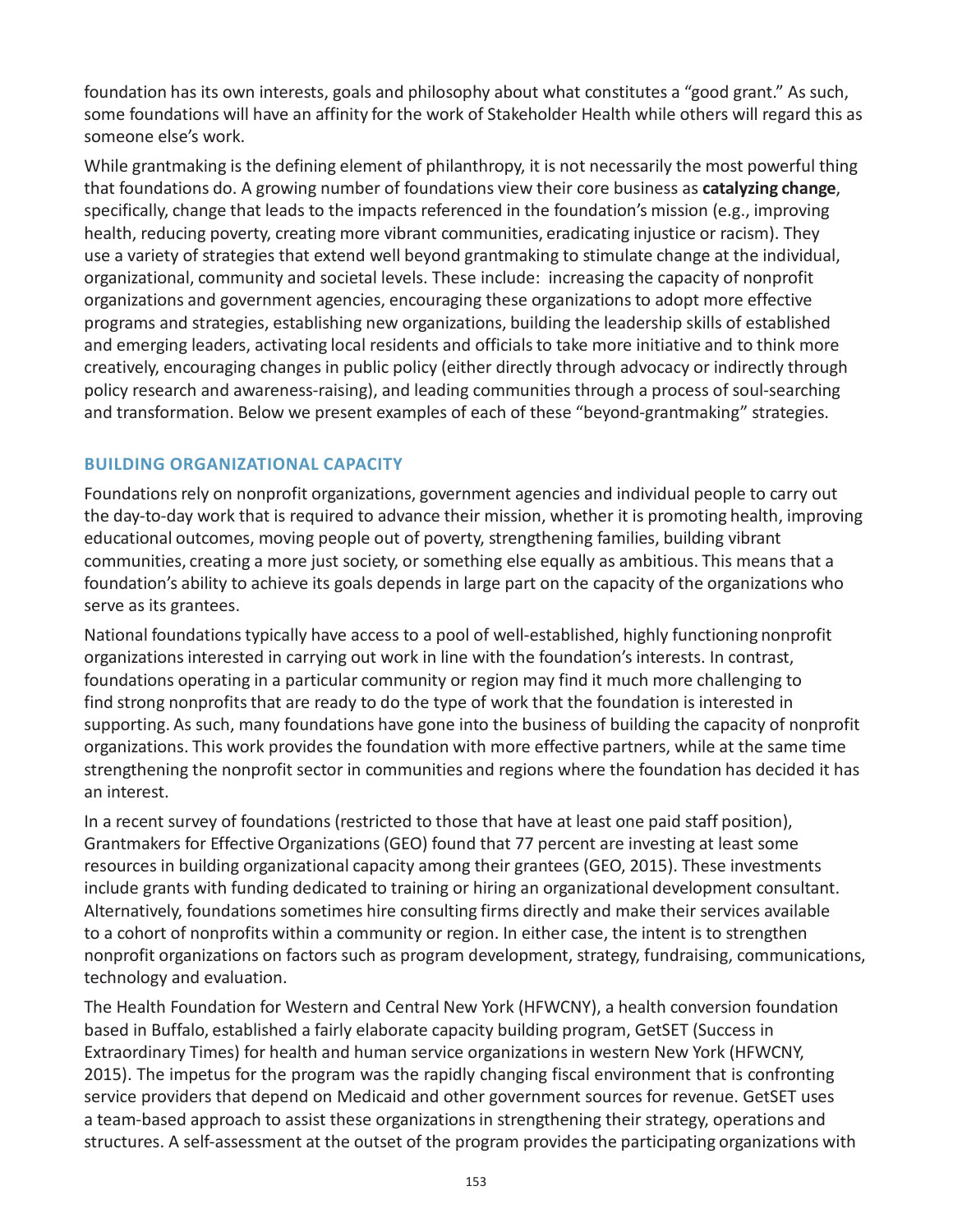foundation has its own interests, goals and philosophy about what constitutes a "good grant." As such, some foundations will have an affinity for the work of Stakeholder Health while others will regard this as someone else's work.

While grantmaking is the defining element of philanthropy, it is not necessarily the most powerful thing that foundations do. A growing number of foundations view their core business as **catalyzing change**, specifically, change that leads to the impacts referenced in the foundation's mission (e.g., improving health, reducing poverty, creating more vibrant communities, eradicating injustice or racism). They use a variety of strategies that extend well beyond grantmaking to stimulate change at the individual, organizational, community and societal levels. These include: increasing the capacity of nonprofit organizations and government agencies, encouraging these organizations to adopt more effective programs and strategies, establishing new organizations, building the leadership skills of established and emerging leaders, activating local residents and officials to take more initiative and to think more creatively, encouraging changes in public policy (either directly through advocacy or indirectly through policy research and awareness-raising), and leading communities through a process of soul-searching and transformation. Below we present examples of each of these "beyond-grantmaking" strategies.

### BUILDING ORGANIZATIONAL CAPACITY

Foundations rely on nonprofit organizations, government agencies and individual people to carry out the day-to-day work that is required to advance their mission, whether it is promoting health, improving educational outcomes, moving people out of poverty, strengthening families, building vibrant communities, creating a more just society, or something else equally as ambitious. This means that a foundation's ability to achieve its goals depends in large part on the capacity of the organizations who serve as its grantees.

National foundations typically have access to a pool of well-established, highly functioning nonprofit organizations interested in carrying out work in line with the foundation's interests. In contrast, foundations operating in a particular community or region may find it much more challenging to find strong nonprofits that are ready to do the type of work that the foundation is interested in supporting. As such, many foundations have gone into the business of building the capacity of nonprofit organizations. This work provides the foundation with more effective partners, while at the same time strengthening the nonprofit sector in communities and regions where the foundation has decided it has an interest.

In a recent survey of foundations (restricted to those that have at least one paid staff position), Grantmakers for Effective Organizations (GEO) found that 77 percent are investing at least some resources in building organizational capacity among their grantees (GEO, 2015). These investments include grants with funding dedicated to training or hiring an organizational development consultant. Alternatively, foundations sometimes hire consulting firms directly and make their services available to a cohort of nonprofits within a community or region. In either case, the intent is to strengthen nonprofit organizations on factors such as program development, strategy, fundraising, communications, technology and evaluation.

The Health Foundation for Western and Central New York (HFWCNY), a health conversion foundation based in Buffalo, established a fairly elaborate capacity building program, GetSET (Success in Extraordinary Times) for health and human service organizations in western New York (HFWCNY, 2015). The impetus for the program was the rapidly changing fiscal environment that is confronting service providers that depend on Medicaid and other government sources for revenue. GetSET uses a team-based approach to assist these organizations in strengthening their strategy, operations and structures. A self-assessment at the outset of the program provides the participating organizations with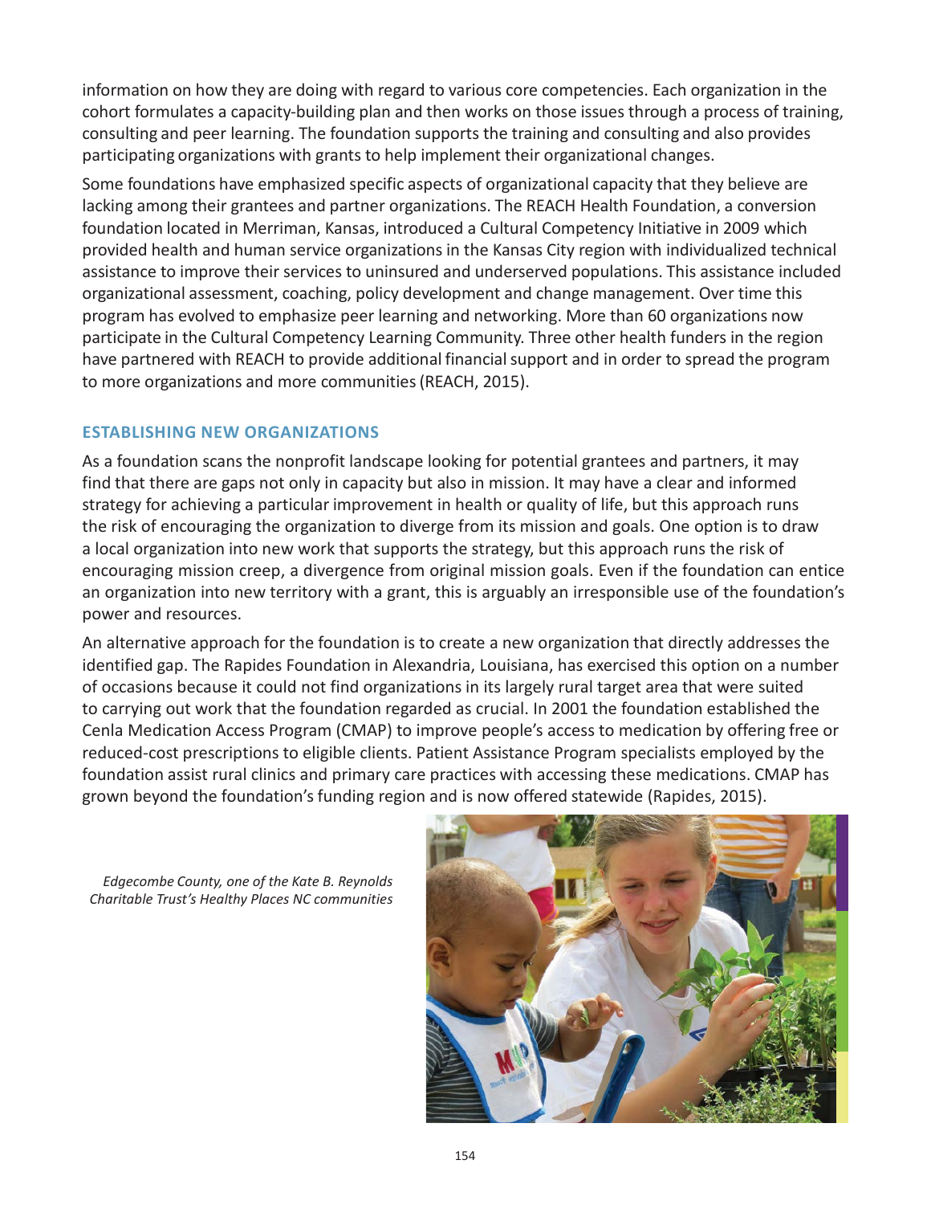information on how they are doing with regard to various core competencies. Each organization in the cohort formulates a capacity-building plan and then works on those issues through a process of training, consulting and peer learning. The foundation supports the training and consulting and also provides participating organizations with grants to help implement their organizational changes.

Some foundations have emphasized specific aspects of organizational capacity that they believe are lacking among their grantees and partner organizations. The REACH Health Foundation, a conversion foundation located in Merriman, Kansas, introduced a Cultural Competency Initiative in 2009 which provided health and human service organizations in the Kansas City region with individualized technical assistance to improve their services to uninsured and underserved populations. This assistance included organizational assessment, coaching, policy development and change management. Over time this program has evolved to emphasize peer learning and networking. More than 60 organizations now participate in the Cultural Competency Learning Community. Three other health funders in the region have partnered with REACH to provide additional financial support and in order to spread the program to more organizations and more communities (REACH, 2015).

## ESTABLISHING NEW ORGANIZATIONS

As a foundation scans the nonprofit landscape looking for potential grantees and partners, it may find that there are gaps not only in capacity but also in mission. It may have a clear and informed strategy for achieving a particular improvement in health or quality of life, but this approach runs the risk of encouraging the organization to diverge from its mission and goals. One option is to draw a local organization into new work that supports the strategy, but this approach runs the risk of encouraging mission creep, a divergence from original mission goals. Even if the foundation can entice an organization into new territory with a grant, this is arguably an irresponsible use of the foundation's power and resources.

An alternative approach for the foundation is to create a new organization that directly addresses the identified gap. The Rapides Foundation in Alexandria, Louisiana, has exercised this option on a number of occasions because it could not find organizations in its largely rural target area that were suited to carrying out work that the foundation regarded as crucial. In 2001 the foundation established the Cenla Medication Access Program (CMAP) to improve people's access to medication by offering free or reduced-cost prescriptions to eligible clients. Patient Assistance Program specialists employed by the foundation assist rural clinics and primary care practices with accessing these medications. CMAP has grown beyond the foundation's funding region and is now offered statewide (Rapides, 2015).

*Edgecombe County, one of the Kate B. Reynolds Charitable Trust's Healthy Places NC communities*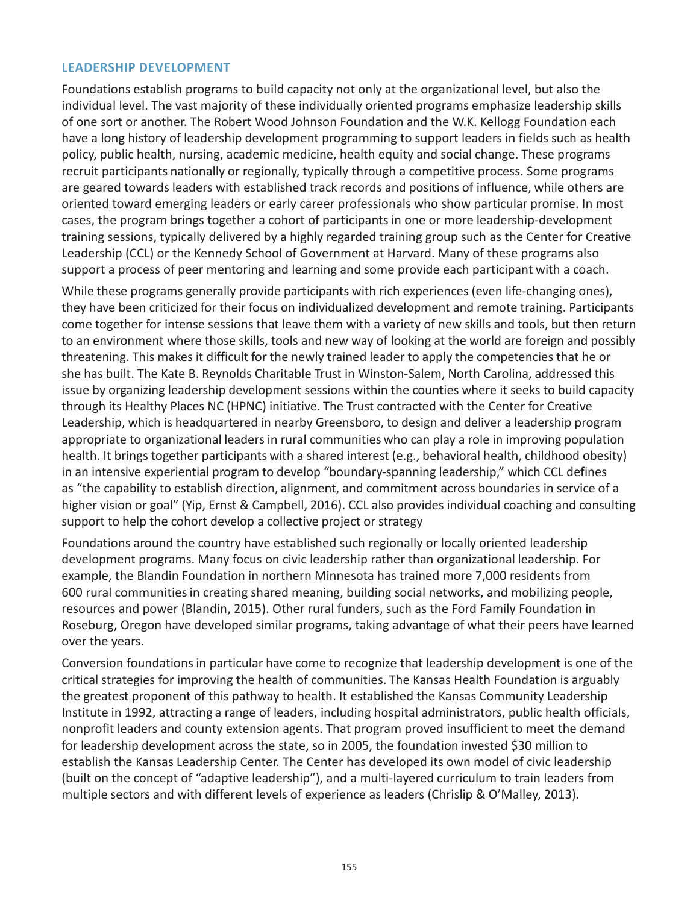### LEADERSHIP DEVELOPMENT

Foundations establish programs to build capacity not only at the organizational level, but also the individual level. The vast majority of these individually oriented programs emphasize leadership skills of one sort or another. The Robert Wood Johnson Foundation and the W.K. Kellogg Foundation each have a long history of leadership development programming to support leaders in fields such as health policy, public health, nursing, academic medicine, health equity and social change. These programs recruit participants nationally or regionally, typically through a competitive process. Some programs are geared towards leaders with established track records and positions of influence, while others are oriented toward emerging leaders or early career professionals who show particular promise. In most cases, the program brings together a cohort of participants in one or more leadership-development training sessions, typically delivered by a highly regarded training group such as the Center for Creative Leadership (CCL) or the Kennedy School of Government at Harvard. Many of these programs also support a process of peer mentoring and learning and some provide each participant with a coach.

While these programs generally provide participants with rich experiences (even life-changing ones), they have been criticized for their focus on individualized development and remote training. Participants come together for intense sessions that leave them with a variety of new skills and tools, but then return to an environment where those skills, tools and new way of looking at the world are foreign and possibly threatening. This makes it difficult for the newly trained leader to apply the competencies that he or she has built. The Kate B. Reynolds Charitable Trust in Winston-Salem, North Carolina, addressed this issue by organizing leadership development sessions within the counties where it seeks to build capacity through its Healthy Places NC (HPNC) initiative. The Trust contracted with the Center for Creative Leadership, which is headquartered in nearby Greensboro, to design and deliver a leadership program appropriate to organizational leaders in rural communities who can play a role in improving population health. It brings together participants with a shared interest (e.g., behavioral health, childhood obesity) in an intensive experiential program to develop "boundary-spanning leadership," which CCL defines as "the capability to establish direction, alignment, and commitment across boundaries in service of a higher vision or goal" (Yip, Ernst & Campbell, 2016). CCL also provides individual coaching and consulting support to help the cohort develop a collective project or strategy

Foundations around the country have established such regionally or locally oriented leadership development programs. Many focus on civic leadership rather than organizational leadership. For example, the Blandin Foundation in northern Minnesota has trained more 7,000 residents from 600 rural communities in creating shared meaning, building social networks, and mobilizing people, resources and power (Blandin, 2015). Other rural funders, such as the Ford Family Foundation in Roseburg, Oregon have developed similar programs, taking advantage of what their peers have learned over the years.

Conversion foundations in particular have come to recognize that leadership development is one of the critical strategies for improving the health of communities. The Kansas Health Foundation is arguably the greatest proponent of this pathway to health. It established the Kansas Community Leadership Institute in 1992, attracting a range of leaders, including hospital administrators, public health officials, nonprofit leaders and county extension agents. That program proved insufficient to meet the demand for leadership development across the state, so in 2005, the foundation invested $30 million to establish the Kansas Leadership Center. The Center has developed its own model of civic leadership (built on the concept of "adaptive leadership"), and a multi-layered curriculum to train leaders from multiple sectors and with different levels of experience as leaders (Chrislip & O'Malley, 2013).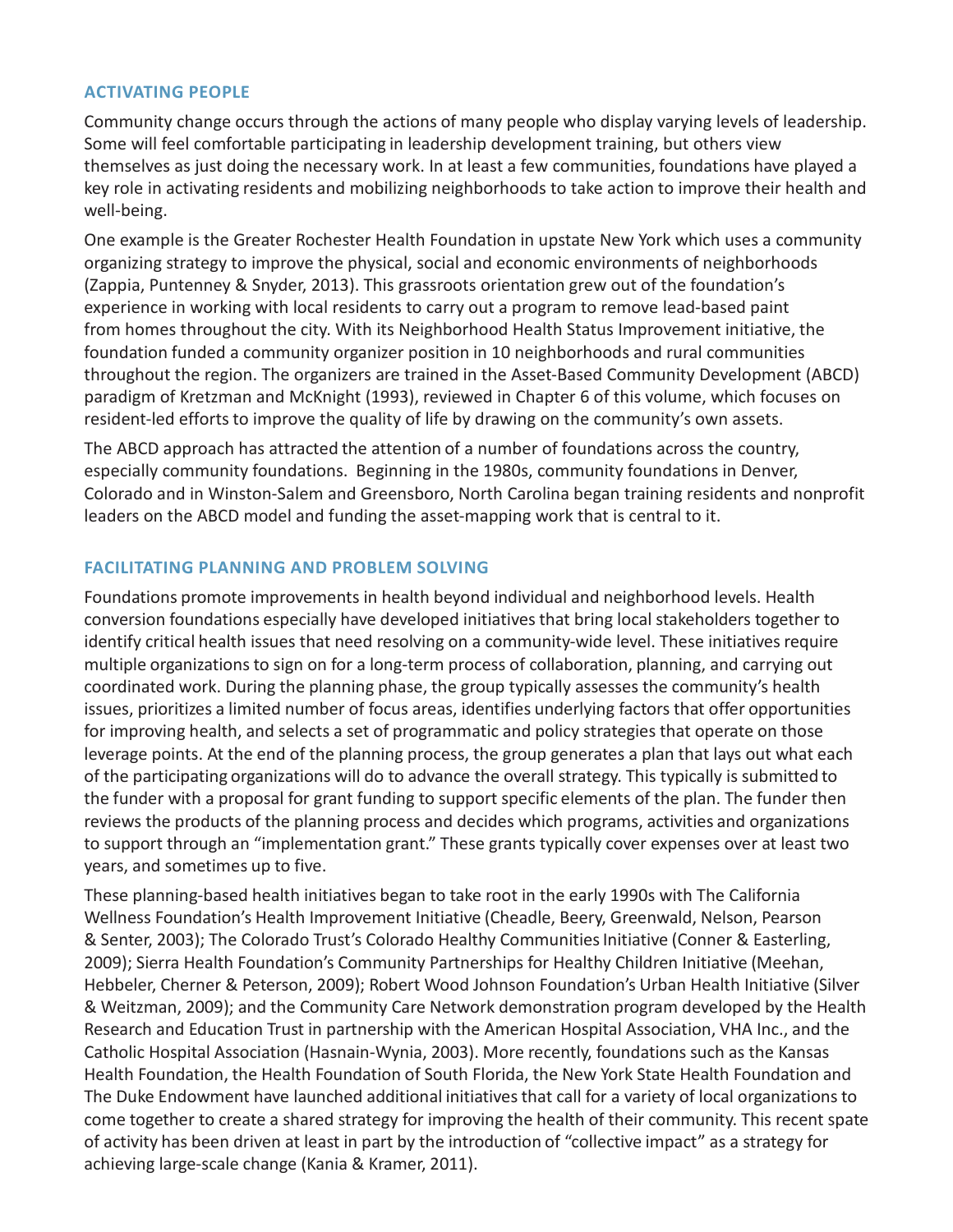## ACTIVATING PEOPLE

Community change occurs through the actions of many people who display varying levels of leadership. Some will feel comfortable participating in leadership development training, but others view themselves as just doing the necessary work. In at least a few communities, foundations have played a key role in activating residents and mobilizing neighborhoods to take action to improve their health and well-being.

One example is the Greater Rochester Health Foundation in upstate New York which uses a community organizing strategy to improve the physical, social and economic environments of neighborhoods (Zappia, Puntenney & Snyder, 2013). This grassroots orientation grew out of the foundation's experience in working with local residents to carry out a program to remove lead-based paint from homes throughout the city. With its Neighborhood Health Status Improvement initiative, the foundation funded a community organizer position in 10 neighborhoods and rural communities throughout the region. The organizers are trained in the Asset-Based Community Development (ABCD) paradigm of Kretzman and McKnight (1993), reviewed in Chapter 6 of this volume, which focuses on resident-led efforts to improve the quality of life by drawing on the community's own assets.

The ABCD approach has attracted the attention of a number of foundations across the country, especially community foundations. Beginning in the 1980s, community foundations in Denver, Colorado and in Winston-Salem and Greensboro, North Carolina began training residents and nonprofit leaders on the ABCD model and funding the asset-mapping work that is central to it.

## FACILITATING PLANNING AND PROBLEM SOLVING

Foundations promote improvements in health beyond individual and neighborhood levels. Health conversion foundations especially have developed initiatives that bring local stakeholders together to identify critical health issues that need resolving on a community-wide level. These initiatives require multiple organizations to sign on for a long-term process of collaboration, planning, and carrying out coordinated work. During the planning phase, the group typically assesses the community's health issues, prioritizes a limited number of focus areas, identifies underlying factors that offer opportunities for improving health, and selects a set of programmatic and policy strategies that operate on those leverage points. At the end of the planning process, the group generates a plan that lays out what each of the participating organizations will do to advance the overall strategy. This typically is submitted to the funder with a proposal for grant funding to support specific elements of the plan. The funder then reviews the products of the planning process and decides which programs, activities and organizations to support through an "implementation grant." These grants typically cover expenses over at least two years, and sometimes up to five.

These planning-based health initiatives began to take root in the early 1990s with The California Wellness Foundation's Health Improvement Initiative (Cheadle, Beery, Greenwald, Nelson, Pearson & Senter, 2003); The Colorado Trust's Colorado Healthy Communities Initiative (Conner & Easterling, 2009); Sierra Health Foundation's Community Partnerships for Healthy Children Initiative (Meehan, Hebbeler, Cherner & Peterson, 2009); Robert Wood Johnson Foundation's Urban Health Initiative (Silver & Weitzman, 2009); and the Community Care Network demonstration program developed by the Health Research and Education Trust in partnership with the American Hospital Association, VHA Inc., and the Catholic Hospital Association (Hasnain-Wynia, 2003). More recently, foundations such as the Kansas Health Foundation, the Health Foundation of South Florida, the New York State Health Foundation and The Duke Endowment have launched additional initiatives that call for a variety of local organizations to come together to create a shared strategy for improving the health of their community. This recent spate of activity has been driven at least in part by the introduction of "collective impact" as a strategy for achieving large-scale change (Kania & Kramer, 2011).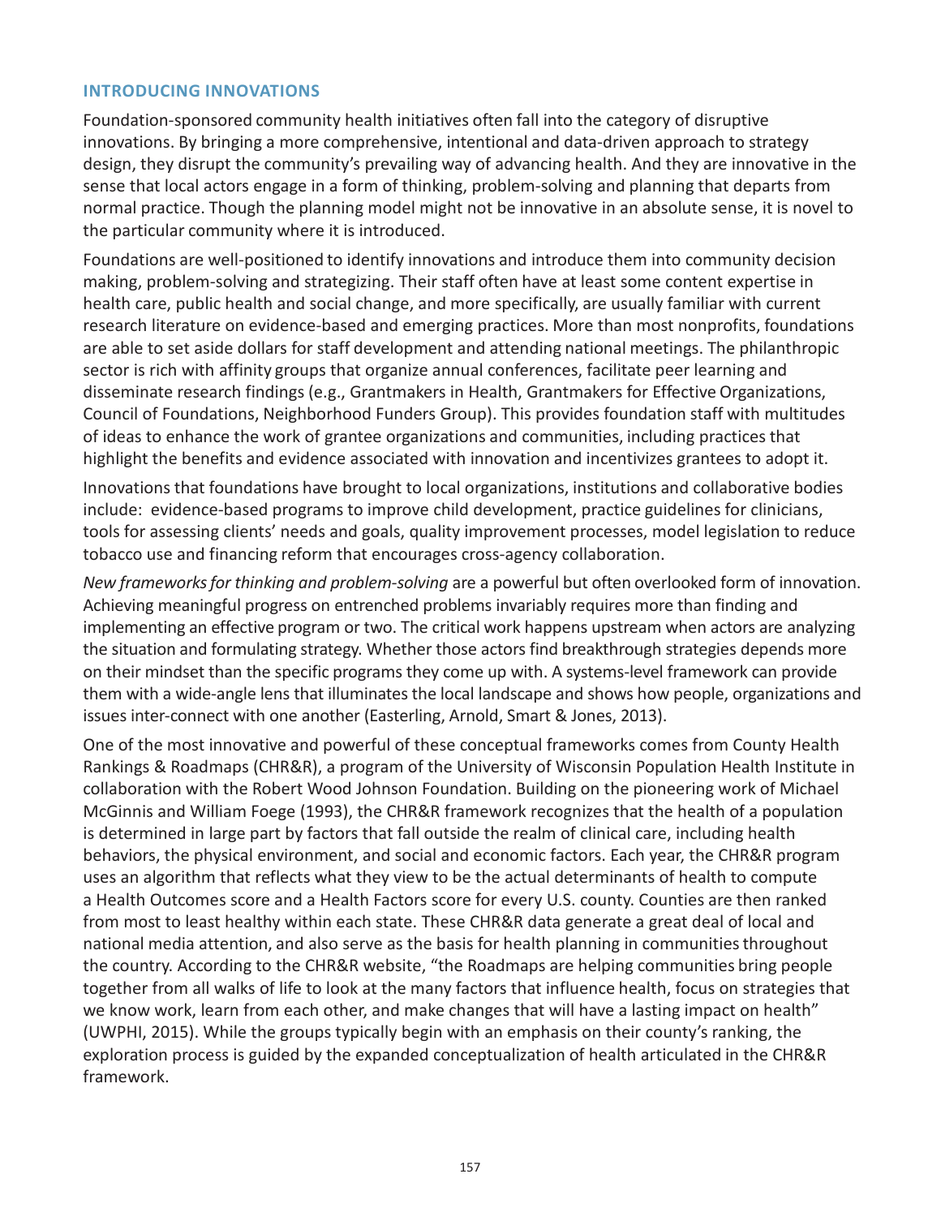## INTRODUCING INNOVATIONS

Foundation-sponsored community health initiatives often fall into the category of disruptive innovations. By bringing a more comprehensive, intentional and data-driven approach to strategy design, they disrupt the community's prevailing way of advancing health. And they are innovative in the sense that local actors engage in a form of thinking, problem-solving and planning that departs from normal practice. Though the planning model might not be innovative in an absolute sense, it is novel to the particular community where it is introduced.

Foundations are well-positioned to identify innovations and introduce them into community decision making, problem-solving and strategizing. Their staff often have at least some content expertise in health care, public health and social change, and more specifically, are usually familiar with current research literature on evidence-based and emerging practices. More than most nonprofits, foundations are able to set aside dollars for staff development and attending national meetings. The philanthropic sector is rich with affinity groups that organize annual conferences, facilitate peer learning and disseminate research findings (e.g., Grantmakers in Health, Grantmakers for Effective Organizations, Council of Foundations, Neighborhood Funders Group). This provides foundation staff with multitudes of ideas to enhance the work of grantee organizations and communities, including practices that highlight the benefits and evidence associated with innovation and incentivizes grantees to adopt it.

Innovations that foundations have brought to local organizations, institutions and collaborative bodies include: evidence-based programs to improve child development, practice guidelines for clinicians, tools for assessing clients' needs and goals, quality improvement processes, model legislation to reduce tobacco use and financing reform that encourages cross-agency collaboration.

*New frameworks for thinking and problem-solving* are a powerful but often overlooked form of innovation. Achieving meaningful progress on entrenched problems invariably requires more than finding and implementing an effective program or two. The critical work happens upstream when actors are analyzing the situation and formulating strategy. Whether those actors find breakthrough strategies depends more on their mindset than the specific programs they come up with. A systems-level framework can provide them with a wide-angle lens that illuminates the local landscape and shows how people, organizations and issues inter-connect with one another (Easterling, Arnold, Smart & Jones, 2013).

One of the most innovative and powerful of these conceptual frameworks comes from County Health Rankings & Roadmaps (CHR&R), a program of the University of Wisconsin Population Health Institute in collaboration with the Robert Wood Johnson Foundation. Building on the pioneering work of Michael McGinnis and William Foege (1993), the CHR&R framework recognizes that the health of a population is determined in large part by factors that fall outside the realm of clinical care, including health behaviors, the physical environment, and social and economic factors. Each year, the CHR&R program uses an algorithm that reflects what they view to be the actual determinants of health to compute a Health Outcomes score and a Health Factors score for every U.S. county. Counties are then ranked from most to least healthy within each state. These CHR&R data generate a great deal of local and national media attention, and also serve as the basis for health planning in communities throughout the country. According to the CHR&R website, "the Roadmaps are helping communities bring people together from all walks of life to look at the many factors that influence health, focus on strategies that we know work, learn from each other, and make changes that will have a lasting impact on health" (UWPHI, 2015). While the groups typically begin with an emphasis on their county's ranking, the exploration process is guided by the expanded conceptualization of health articulated in the CHR&R framework.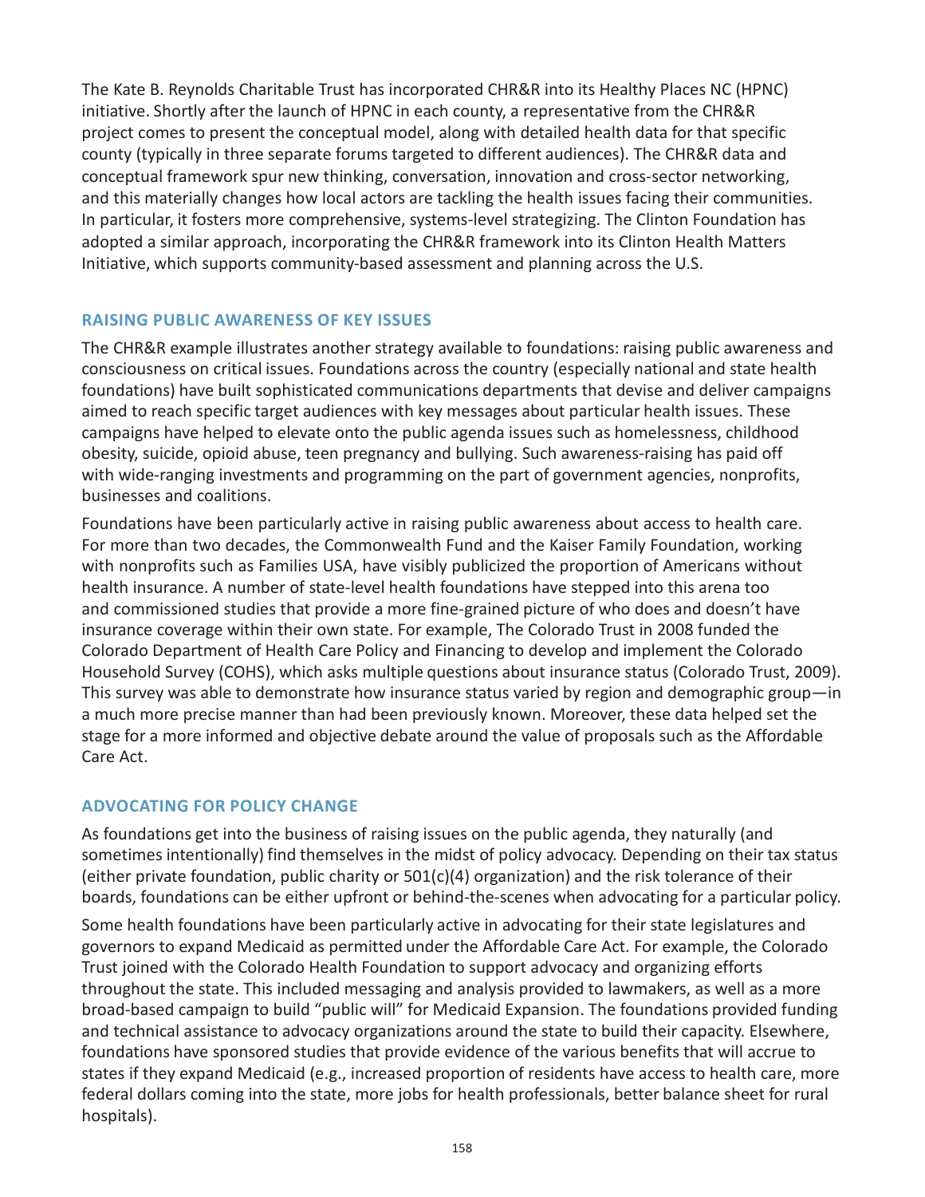The Kate B. Reynolds Charitable Trust has incorporated CHR&R into its Healthy Places NC (HPNC) initiative. Shortly after the launch of HPNC in each county, a representative from the CHR&R project comes to present the conceptual model, along with detailed health data for that specific county (typically in three separate forums targeted to different audiences). The CHR&R data and conceptual framework spur new thinking, conversation, innovation and cross-sector networking, and this materially changes how local actors are tackling the health issues facing their communities. In particular, it fosters more comprehensive, systems-level strategizing. The Clinton Foundation has adopted a similar approach, incorporating the CHR&R framework into its Clinton Health Matters Initiative, which supports community-based assessment and planning across the U.S.

### RAISING PUBLIC AWARENESS OF KEY ISSUES

The CHR&R example illustrates another strategy available to foundations: raising public awareness and consciousness on critical issues. Foundations across the country (especially national and state health foundations) have built sophisticated communications departments that devise and deliver campaigns aimed to reach specific target audiences with key messages about particular health issues. These campaigns have helped to elevate onto the public agenda issues such as homelessness, childhood obesity, suicide, opioid abuse, teen pregnancy and bullying. Such awareness-raising has paid off with wide-ranging investments and programming on the part of government agencies, nonprofits, businesses and coalitions.

Foundations have been particularly active in raising public awareness about access to health care. For more than two decades, the Commonwealth Fund and the Kaiser Family Foundation, working with nonprofits such as Families USA, have visibly publicized the proportion of Americans without health insurance. A number of state-level health foundations have stepped into this arena too and commissioned studies that provide a more fine-grained picture of who does and doesn't have insurance coverage within their own state. For example, The Colorado Trust in 2008 funded the Colorado Department of Health Care Policy and Financing to develop and implement the Colorado Household Survey (COHS), which asks multiple questions about insurance status (Colorado Trust, 2009). This survey was able to demonstrate how insurance status varied by region and demographic group—in a much more precise manner than had been previously known. Moreover, these data helped set the stage for a more informed and objective debate around the value of proposals such as the Affordable Care Act.

### ADVOCATING FOR POLICY CHANGE

As foundations get into the business of raising issues on the public agenda, they naturally (and sometimes intentionally) find themselves in the midst of policy advocacy. Depending on their tax status (either private foundation, public charity or 501(c)(4) organization) and the risk tolerance of their boards, foundations can be either upfront or behind-the-scenes when advocating for a particular policy.

Some health foundations have been particularly active in advocating for their state legislatures and governors to expand Medicaid as permitted under the Affordable Care Act. For example, the Colorado Trust joined with the Colorado Health Foundation to support advocacy and organizing efforts throughout the state. This included messaging and analysis provided to lawmakers, as well as a more broad-based campaign to build "public will" for Medicaid Expansion. The foundations provided funding and technical assistance to advocacy organizations around the state to build their capacity. Elsewhere, foundations have sponsored studies that provide evidence of the various benefits that will accrue to states if they expand Medicaid (e.g., increased proportion of residents have access to health care, more federal dollars coming into the state, more jobs for health professionals, better balance sheet for rural hospitals).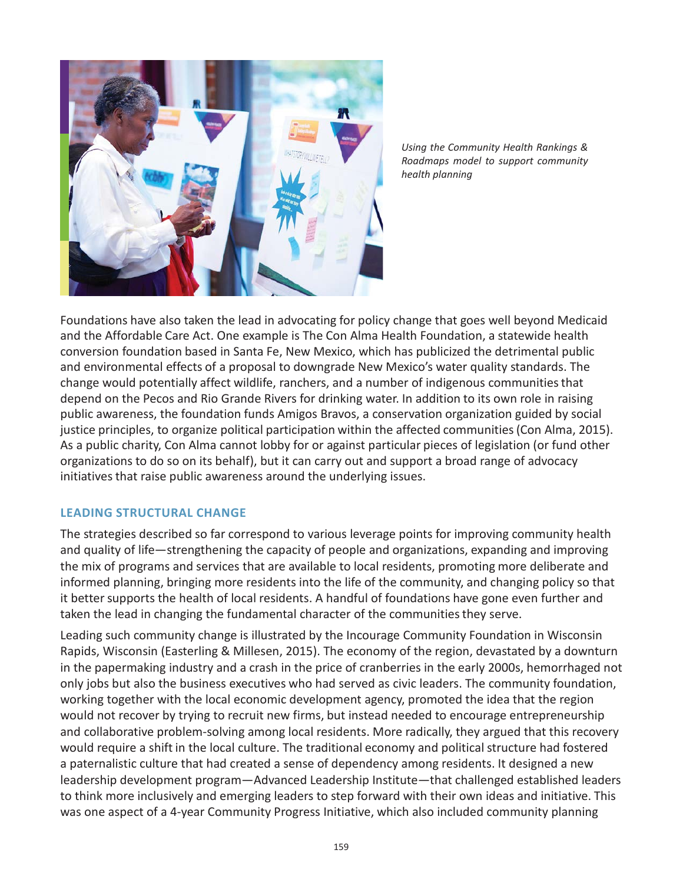*Using the Community Health Rankings & Roadmaps model to support community health planning*

Foundations have also taken the lead in advocating for policy change that goes well beyond Medicaid and the Affordable Care Act. One example is The Con Alma Health Foundation, a statewide health conversion foundation based in Santa Fe, New Mexico, which has publicized the detrimental public and environmental effects of a proposal to downgrade New Mexico's water quality standards. The change would potentially affect wildlife, ranchers, and a number of indigenous communities that depend on the Pecos and Rio Grande Rivers for drinking water. In addition to its own role in raising public awareness, the foundation funds Amigos Bravos, a conservation organization guided by social justice principles, to organize political participation within the affected communities (Con Alma, 2015). As a public charity, Con Alma cannot lobby for or against particular pieces of legislation (or fund other organizations to do so on its behalf), but it can carry out and support a broad range of advocacy initiatives that raise public awareness around the underlying issues.

## LEADING STRUCTURAL CHANGE

The strategies described so far correspond to various leverage points for improving community health and quality of life—strengthening the capacity of people and organizations, expanding and improving the mix of programs and services that are available to local residents, promoting more deliberate and informed planning, bringing more residents into the life of the community, and changing policy so that it better supports the health of local residents. A handful of foundations have gone even further and taken the lead in changing the fundamental character of the communities they serve.

Leading such community change is illustrated by the Incourage Community Foundation in Wisconsin Rapids, Wisconsin (Easterling & Millesen, 2015). The economy of the region, devastated by a downturn in the papermaking industry and a crash in the price of cranberries in the early 2000s, hemorrhaged not only jobs but also the business executives who had served as civic leaders. The community foundation, working together with the local economic development agency, promoted the idea that the region would not recover by trying to recruit new firms, but instead needed to encourage entrepreneurship and collaborative problem-solving among local residents. More radically, they argued that this recovery would require a shift in the local culture. The traditional economy and political structure had fostered a paternalistic culture that had created a sense of dependency among residents. It designed a new leadership development program—Advanced Leadership Institute—that challenged established leaders to think more inclusively and emerging leaders to step forward with their own ideas and initiative. This was one aspect of a 4-year Community Progress Initiative, which also included community planning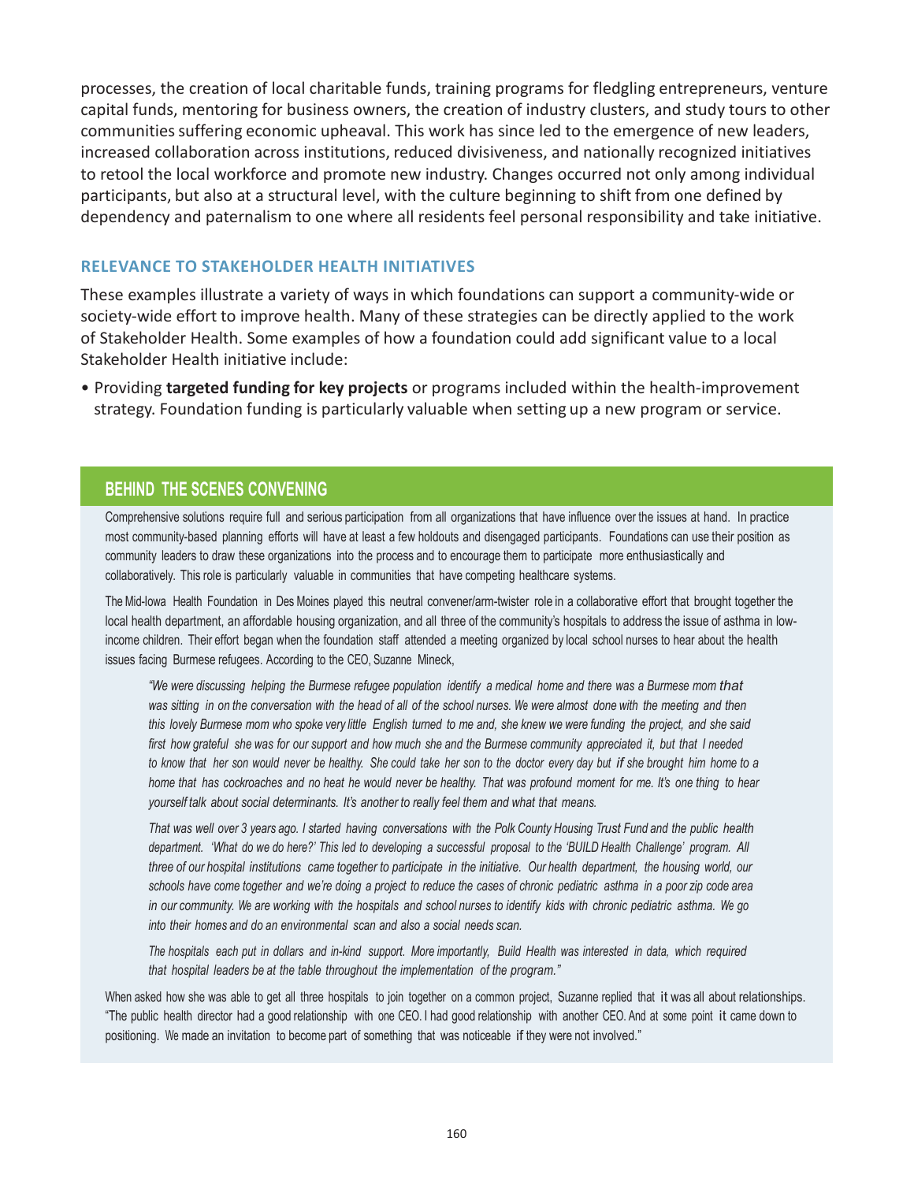processes, the creation of local charitable funds, training programs for fledgling entrepreneurs, venture capital funds, mentoring for business owners, the creation of industry clusters, and study tours to other communities suffering economic upheaval. This work has since led to the emergence of new leaders, increased collaboration across institutions, reduced divisiveness, and nationally recognized initiatives to retool the local workforce and promote new industry. Changes occurred not only among individual participants, but also at a structural level, with the culture beginning to shift from one defined by dependency and paternalism to one where all residents feel personal responsibility and take initiative.

### RELEVANCE TO STAKEHOLDER HEALTH INITIATIVES

These examples illustrate a variety of ways in which foundations can support a community-wide or society-wide effort to improve health. Many of these strategies can be directly applied to the work of Stakeholder Health. Some examples of how a foundation could add significant value to a local Stakeholder Health initiative include:

- Providing **targeted funding for key projects** or programs included within the health-improvement strategy. Foundation funding is particularly valuable when setting up a new program or service.

### BEHIND THE SCENES CONVENING

Comprehensive solutions require full and serious participation from all organizations that have influence over the issues at hand. In practice most community-based planning efforts will have at least a few holdouts and disengaged participants. Foundations can use their position as community leaders to draw these organizations into the process and to encourage them to participate more enthusiastically and collaboratively. This role is particularly valuable in communities that have competing healthcare systems.

The Mid-Iowa Health Foundation in Des Moines played this neutral convener/arm-twister role in a collaborative effort that brought together the local health department, an affordable housing organization, and all three of the community's hospitals to address the issue of asthma in low-income children. Their effort began when the foundation staff attended a meeting organized by local school nurses to hear about the health issues facing Burmese refugees. According to the CEO, Suzanne Mineck,

> *"We were discussing helping the Burmese refugee population identify a medical home and there was a Burmese mom that was sitting in on the conversation with the head of all of the school nurses. We were almost done with the meeting and then this lovely Burmese mom who spoke very little English turned to me and, she knew we were funding the project, and she said first how grateful she was for our support and how much she and the Burmese community appreciated it, but that I needed to know that her son would never be healthy. She could take her son to the doctor every day but if she brought him home to a home that has cockroaches and no heat he would never be healthy. That was profound moment for me. It's one thing to hear yourself talk about social determinants. It's another to really feel them and what that means.*
>
> *That was well over 3 years ago. I started having conversations with the Polk County Housing Trust Fund and the public health department. 'What do we do here?' This led to developing a successful proposal to the 'BUILD Health Challenge' program. All three of our hospital institutions came together to participate in the initiative. Our health department, the housing world, our schools have come together and we're doing a project to reduce the cases of chronic pediatric asthma in a poor zip code area in our community. We are working with the hospitals and school nurses to identify kids with chronic pediatric asthma. We go into their homes and do an environmental scan and also a social needs scan.*
>
> *The hospitals each put in dollars and in-kind support. More importantly, Build Health was interested in data, which required that hospital leaders be at the table throughout the implementation of the program."*

When asked how she was able to get all three hospitals to join together on a common project, Suzanne replied that it was all about relationships. "The public health director had a good relationship with one CEO. I had good relationship with another CEO. And at some point it came down to positioning. We made an invitation to become part of something that was noticeable if they were not involved."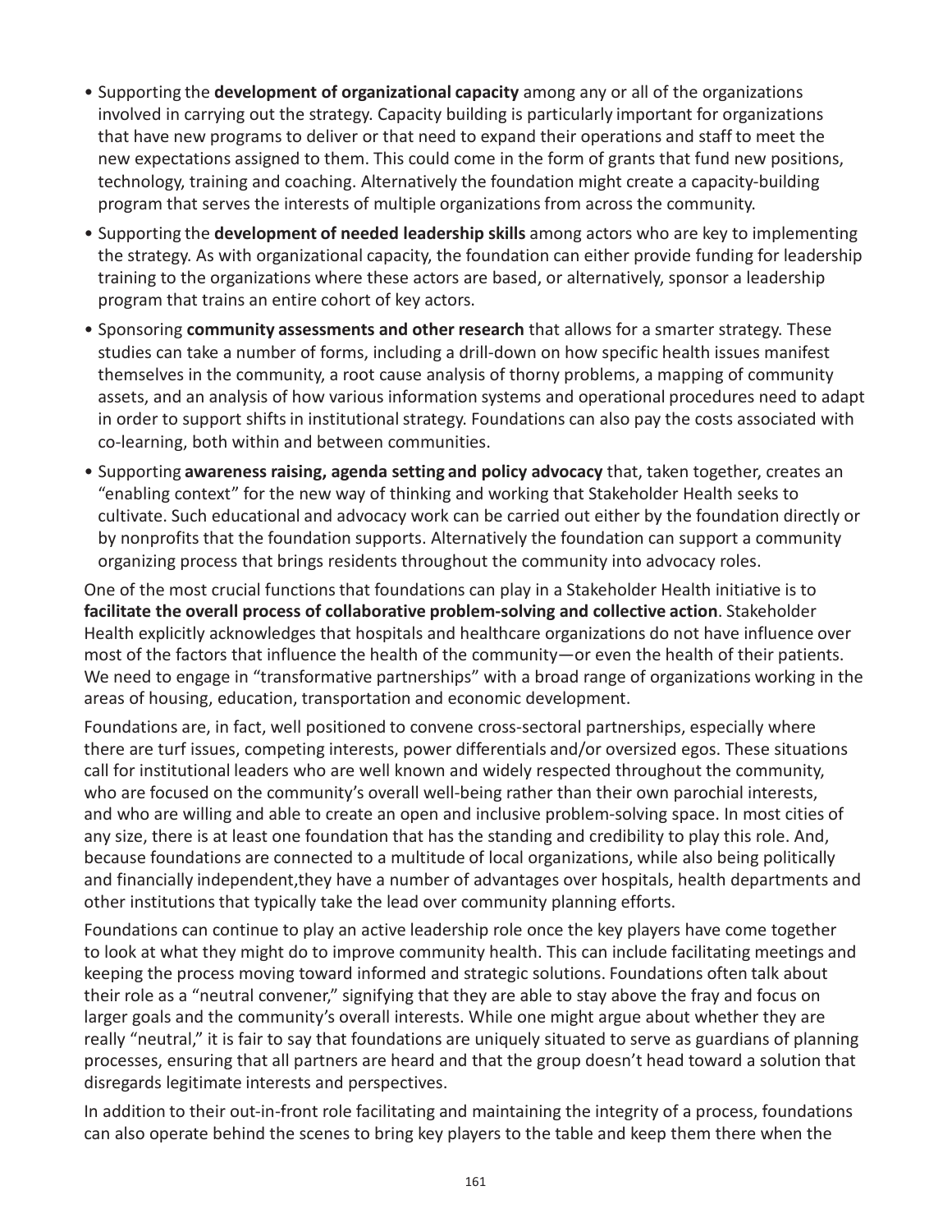- Supporting the **development of organizational capacity** among any or all of the organizations involved in carrying out the strategy. Capacity building is particularly important for organizations that have new programs to deliver or that need to expand their operations and staff to meet the new expectations assigned to them. This could come in the form of grants that fund new positions, technology, training and coaching. Alternatively the foundation might create a capacity-building program that serves the interests of multiple organizations from across the community.
- Supporting the **development of needed leadership skills** among actors who are key to implementing the strategy. As with organizational capacity, the foundation can either provide funding for leadership training to the organizations where these actors are based, or alternatively, sponsor a leadership program that trains an entire cohort of key actors.
- Sponsoring **community assessments and other research** that allows for a smarter strategy. These studies can take a number of forms, including a drill-down on how specific health issues manifest themselves in the community, a root cause analysis of thorny problems, a mapping of community assets, and an analysis of how various information systems and operational procedures need to adapt in order to support shifts in institutional strategy. Foundations can also pay the costs associated with co-learning, both within and between communities.
- Supporting **awareness raising, agenda setting and policy advocacy** that, taken together, creates an "enabling context" for the new way of thinking and working that Stakeholder Health seeks to cultivate. Such educational and advocacy work can be carried out either by the foundation directly or by nonprofits that the foundation supports. Alternatively the foundation can support a community organizing process that brings residents throughout the community into advocacy roles.

One of the most crucial functions that foundations can play in a Stakeholder Health initiative is to **facilitate the overall process of collaborative problem-solving and collective action**. Stakeholder Health explicitly acknowledges that hospitals and healthcare organizations do not have influence over most of the factors that influence the health of the community—or even the health of their patients. We need to engage in "transformative partnerships" with a broad range of organizations working in the areas of housing, education, transportation and economic development.

Foundations are, in fact, well positioned to convene cross-sectoral partnerships, especially where there are turf issues, competing interests, power differentials and/or oversized egos. These situations call for institutional leaders who are well known and widely respected throughout the community, who are focused on the community's overall well-being rather than their own parochial interests, and who are willing and able to create an open and inclusive problem-solving space. In most cities of any size, there is at least one foundation that has the standing and credibility to play this role. And, because foundations are connected to a multitude of local organizations, while also being politically and financially independent,they have a number of advantages over hospitals, health departments and other institutions that typically take the lead over community planning efforts.

Foundations can continue to play an active leadership role once the key players have come together to look at what they might do to improve community health. This can include facilitating meetings and keeping the process moving toward informed and strategic solutions. Foundations often talk about their role as a "neutral convener," signifying that they are able to stay above the fray and focus on larger goals and the community's overall interests. While one might argue about whether they are really "neutral," it is fair to say that foundations are uniquely situated to serve as guardians of planning processes, ensuring that all partners are heard and that the group doesn't head toward a solution that disregards legitimate interests and perspectives.

In addition to their out-in-front role facilitating and maintaining the integrity of a process, foundations can also operate behind the scenes to bring key players to the table and keep them there when the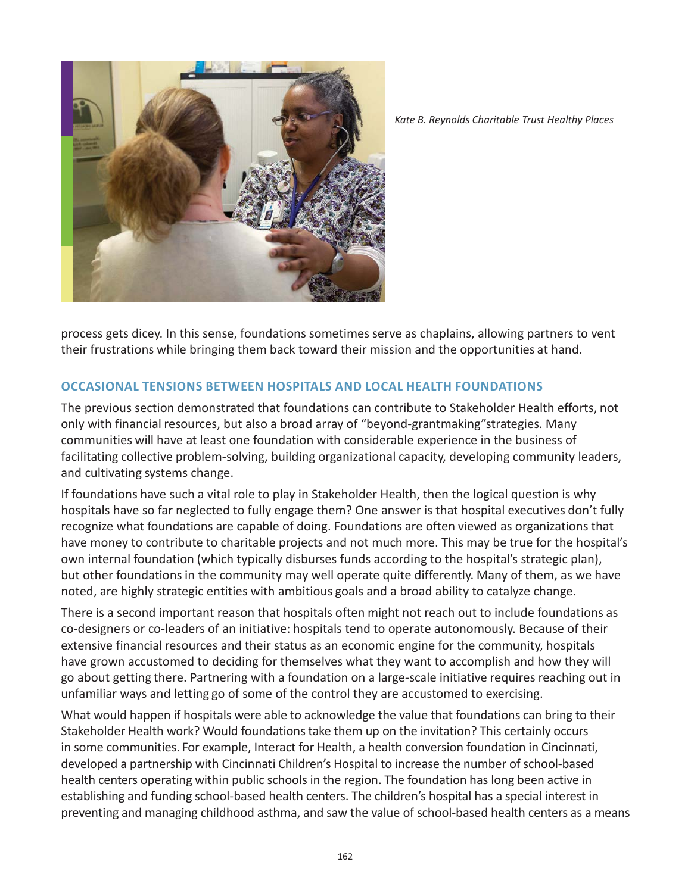*Kate B. Reynolds Charitable Trust Healthy Places*

process gets dicey. In this sense, foundations sometimes serve as chaplains, allowing partners to vent their frustrations while bringing them back toward their mission and the opportunities at hand.

## OCCASIONAL TENSIONS BETWEEN HOSPITALS AND LOCAL HEALTH FOUNDATIONS

The previous section demonstrated that foundations can contribute to Stakeholder Health efforts, not only with financial resources, but also a broad array of "beyond-grantmaking"strategies. Many communities will have at least one foundation with considerable experience in the business of facilitating collective problem-solving, building organizational capacity, developing community leaders, and cultivating systems change.

If foundations have such a vital role to play in Stakeholder Health, then the logical question is why hospitals have so far neglected to fully engage them? One answer is that hospital executives don't fully recognize what foundations are capable of doing. Foundations are often viewed as organizations that have money to contribute to charitable projects and not much more. This may be true for the hospital's own internal foundation (which typically disburses funds according to the hospital's strategic plan), but other foundations in the community may well operate quite differently. Many of them, as we have noted, are highly strategic entities with ambitious goals and a broad ability to catalyze change.

There is a second important reason that hospitals often might not reach out to include foundations as co-designers or co-leaders of an initiative: hospitals tend to operate autonomously. Because of their extensive financial resources and their status as an economic engine for the community, hospitals have grown accustomed to deciding for themselves what they want to accomplish and how they will go about getting there. Partnering with a foundation on a large-scale initiative requires reaching out in unfamiliar ways and letting go of some of the control they are accustomed to exercising.

What would happen if hospitals were able to acknowledge the value that foundations can bring to their Stakeholder Health work? Would foundations take them up on the invitation? This certainly occurs in some communities. For example, Interact for Health, a health conversion foundation in Cincinnati, developed a partnership with Cincinnati Children's Hospital to increase the number of school-based health centers operating within public schools in the region. The foundation has long been active in establishing and funding school-based health centers. The children's hospital has a special interest in preventing and managing childhood asthma, and saw the value of school-based health centers as a means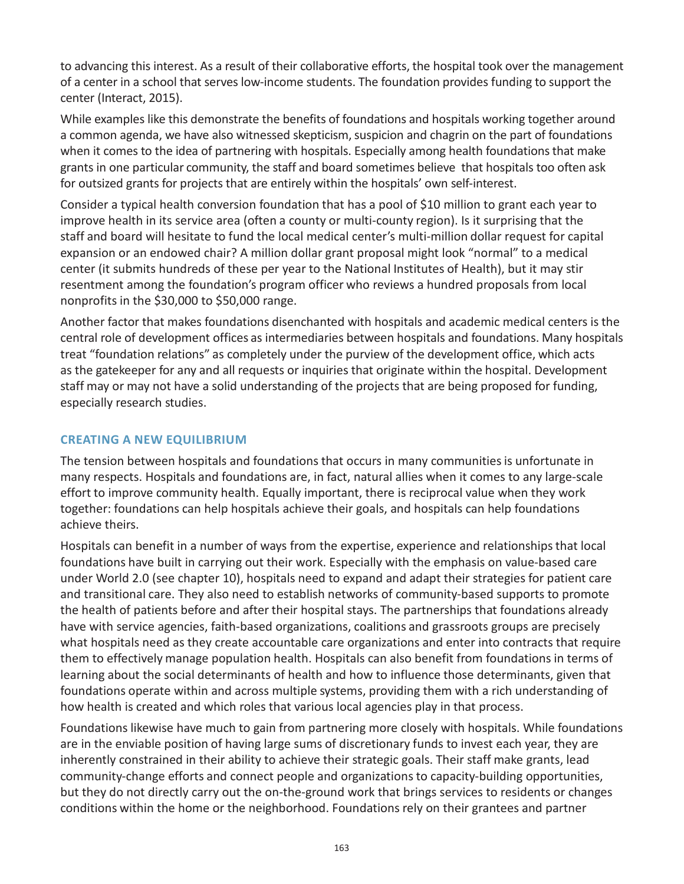to advancing this interest. As a result of their collaborative efforts, the hospital took over the management of a center in a school that serves low-income students. The foundation provides funding to support the center (Interact, 2015).

While examples like this demonstrate the benefits of foundations and hospitals working together around a common agenda, we have also witnessed skepticism, suspicion and chagrin on the part of foundations when it comes to the idea of partnering with hospitals. Especially among health foundations that make grants in one particular community, the staff and board sometimes believe that hospitals too often ask for outsized grants for projects that are entirely within the hospitals' own self-interest.

Consider a typical health conversion foundation that has a pool of $10 million to grant each year to improve health in its service area (often a county or multi-county region). Is it surprising that the staff and board will hesitate to fund the local medical center's multi-million dollar request for capital expansion or an endowed chair? A million dollar grant proposal might look "normal" to a medical center (it submits hundreds of these per year to the National Institutes of Health), but it may stir resentment among the foundation's program officer who reviews a hundred proposals from local nonprofits in the $30,000 to $50,000 range.

Another factor that makes foundations disenchanted with hospitals and academic medical centers is the central role of development offices as intermediaries between hospitals and foundations. Many hospitals treat "foundation relations" as completely under the purview of the development office, which acts as the gatekeeper for any and all requests or inquiries that originate within the hospital. Development staff may or may not have a solid understanding of the projects that are being proposed for funding, especially research studies.

## CREATING A NEW EQUILIBRIUM

The tension between hospitals and foundations that occurs in many communities is unfortunate in many respects. Hospitals and foundations are, in fact, natural allies when it comes to any large-scale effort to improve community health. Equally important, there is reciprocal value when they work together: foundations can help hospitals achieve their goals, and hospitals can help foundations achieve theirs.

Hospitals can benefit in a number of ways from the expertise, experience and relationships that local foundations have built in carrying out their work. Especially with the emphasis on value-based care under World 2.0 (see chapter 10), hospitals need to expand and adapt their strategies for patient care and transitional care. They also need to establish networks of community-based supports to promote the health of patients before and after their hospital stays. The partnerships that foundations already have with service agencies, faith-based organizations, coalitions and grassroots groups are precisely what hospitals need as they create accountable care organizations and enter into contracts that require them to effectively manage population health. Hospitals can also benefit from foundations in terms of learning about the social determinants of health and how to influence those determinants, given that foundations operate within and across multiple systems, providing them with a rich understanding of how health is created and which roles that various local agencies play in that process.

Foundations likewise have much to gain from partnering more closely with hospitals. While foundations are in the enviable position of having large sums of discretionary funds to invest each year, they are inherently constrained in their ability to achieve their strategic goals. Their staff make grants, lead community-change efforts and connect people and organizations to capacity-building opportunities, but they do not directly carry out the on-the-ground work that brings services to residents or changes conditions within the home or the neighborhood. Foundations rely on their grantees and partner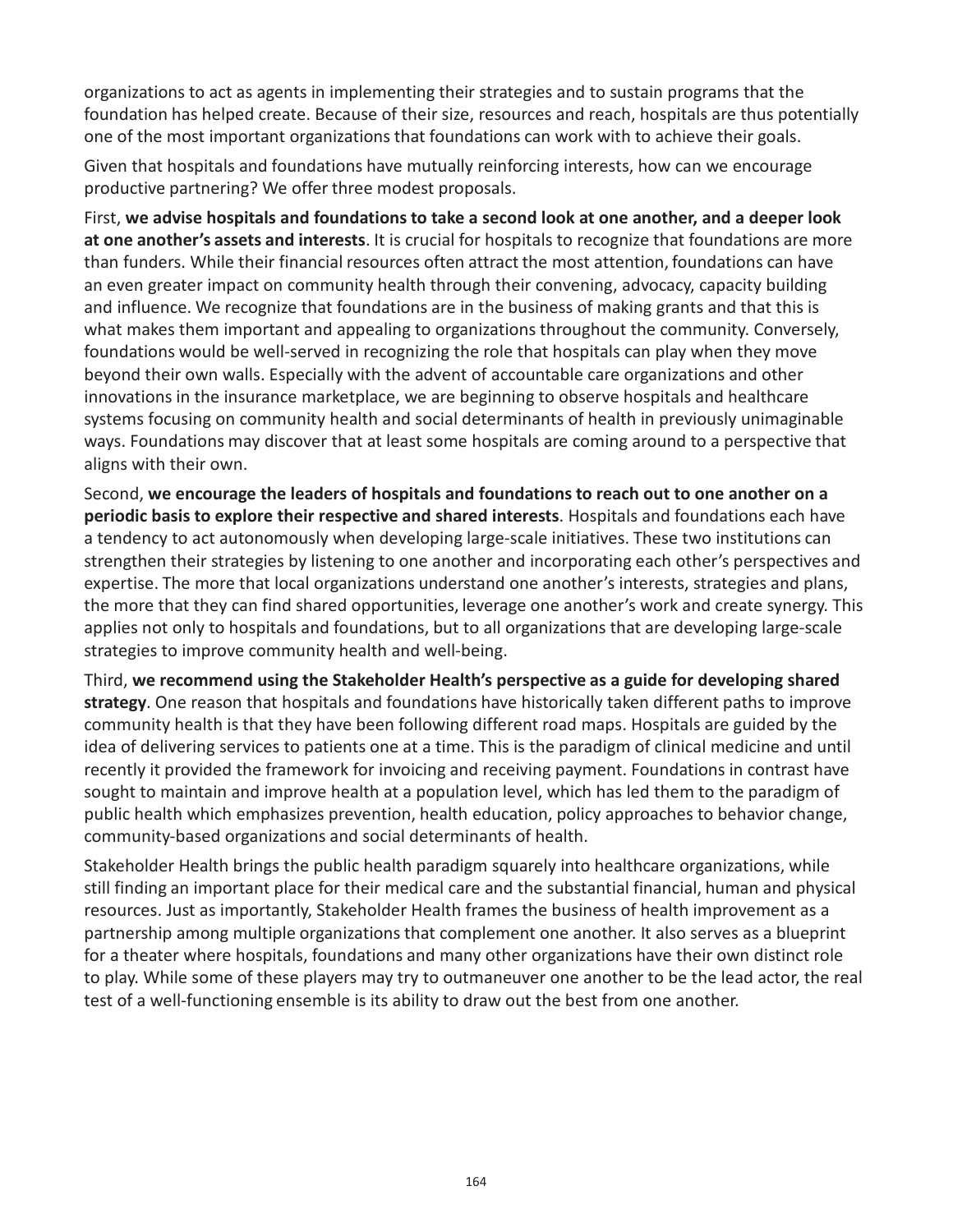organizations to act as agents in implementing their strategies and to sustain programs that the foundation has helped create. Because of their size, resources and reach, hospitals are thus potentially one of the most important organizations that foundations can work with to achieve their goals.

Given that hospitals and foundations have mutually reinforcing interests, how can we encourage productive partnering? We offer three modest proposals.

First, **we advise hospitals and foundations to take a second look at one another, and a deeper look at one another's assets and interests**. It is crucial for hospitals to recognize that foundations are more than funders. While their financial resources often attract the most attention, foundations can have an even greater impact on community health through their convening, advocacy, capacity building and influence. We recognize that foundations are in the business of making grants and that this is what makes them important and appealing to organizations throughout the community. Conversely, foundations would be well-served in recognizing the role that hospitals can play when they move beyond their own walls. Especially with the advent of accountable care organizations and other innovations in the insurance marketplace, we are beginning to observe hospitals and healthcare systems focusing on community health and social determinants of health in previously unimaginable ways. Foundations may discover that at least some hospitals are coming around to a perspective that aligns with their own.

Second, **we encourage the leaders of hospitals and foundations to reach out to one another on a periodic basis to explore their respective and shared interests**. Hospitals and foundations each have a tendency to act autonomously when developing large-scale initiatives. These two institutions can strengthen their strategies by listening to one another and incorporating each other's perspectives and expertise. The more that local organizations understand one another's interests, strategies and plans, the more that they can find shared opportunities, leverage one another's work and create synergy. This applies not only to hospitals and foundations, but to all organizations that are developing large-scale strategies to improve community health and well-being.

Third, **we recommend using the Stakeholder Health's perspective as a guide for developing shared strategy**. One reason that hospitals and foundations have historically taken different paths to improve community health is that they have been following different road maps. Hospitals are guided by the idea of delivering services to patients one at a time. This is the paradigm of clinical medicine and until recently it provided the framework for invoicing and receiving payment. Foundations in contrast have sought to maintain and improve health at a population level, which has led them to the paradigm of public health which emphasizes prevention, health education, policy approaches to behavior change, community-based organizations and social determinants of health.

Stakeholder Health brings the public health paradigm squarely into healthcare organizations, while still finding an important place for their medical care and the substantial financial, human and physical resources. Just as importantly, Stakeholder Health frames the business of health improvement as a partnership among multiple organizations that complement one another. It also serves as a blueprint for a theater where hospitals, foundations and many other organizations have their own distinct role to play. While some of these players may try to outmaneuver one another to be the lead actor, the real test of a well-functioning ensemble is its ability to draw out the best from one another.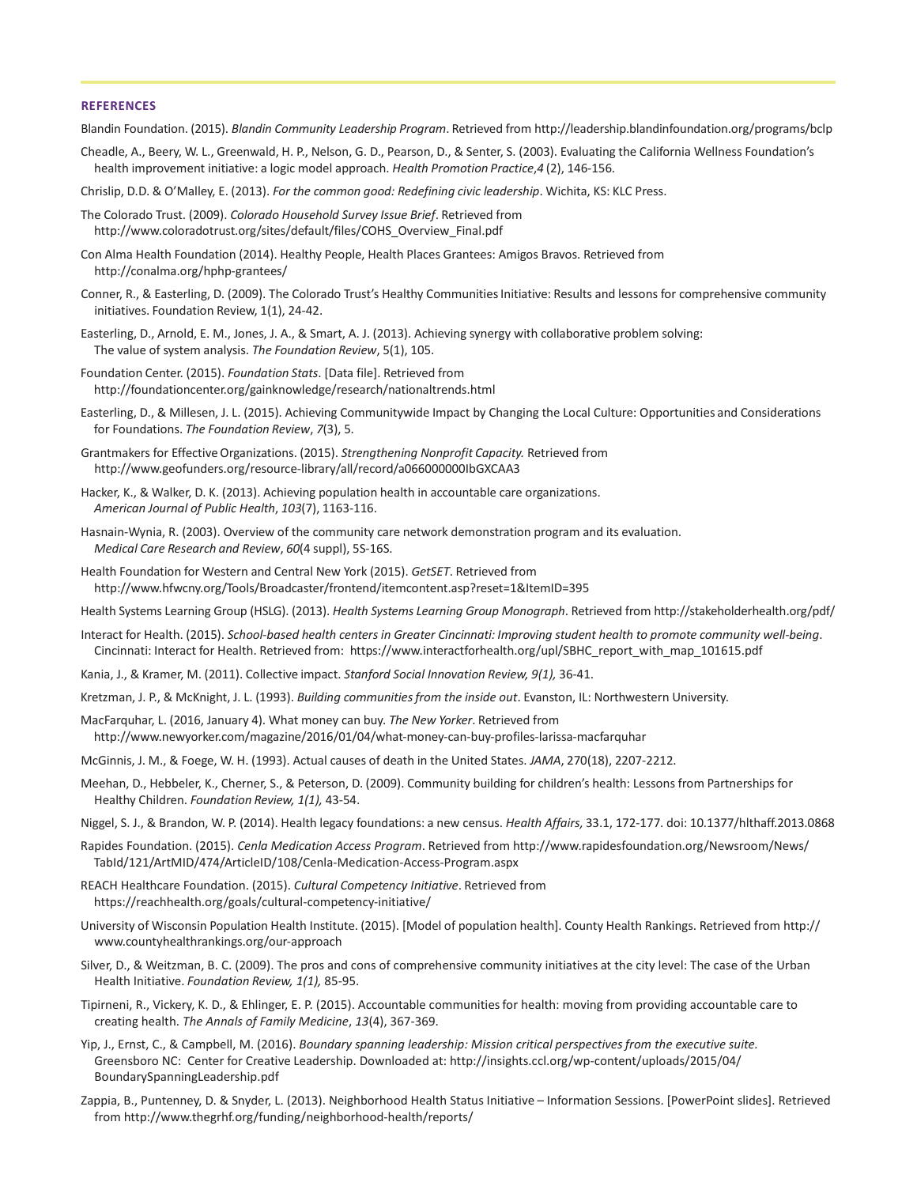## REFERENCES

Blandin Foundation. (2015). *Blandin Community Leadership Program*. Retrieved from http://leadership.blandinfoundation.org/programs/bclp

Cheadle, A., Beery, W. L., Greenwald, H. P., Nelson, G. D., Pearson, D., & Senter, S. (2003). Evaluating the California Wellness Foundation's health improvement initiative: a logic model approach. *Health Promotion Practice*,*4* (2), 146-156.

Chrislip, D.D. & O'Malley, E. (2013). *For the common good: Redefining civic leadership*. Wichita, KS: KLC Press.

The Colorado Trust. (2009). *Colorado Household Survey Issue Brief*. Retrieved from http://www.coloradotrust.org/sites/default/files/COHS_Overview_Final.pdf

Con Alma Health Foundation (2014). Healthy People, Health Places Grantees: Amigos Bravos. Retrieved from http://conalma.org/hphp-grantees/

Conner, R., & Easterling, D. (2009). The Colorado Trust's Healthy Communities Initiative: Results and lessons for comprehensive community initiatives. Foundation Review, 1(1), 24-42.

Easterling, D., Arnold, E. M., Jones, J. A., & Smart, A. J. (2013). Achieving synergy with collaborative problem solving: The value of system analysis. *The Foundation Review*, 5(1), 105.

Foundation Center. (2015). *Foundation Stats*. [Data file]. Retrieved from http://foundationcenter.org/gainknowledge/research/nationaltrends.html

Easterling, D., & Millesen, J. L. (2015). Achieving Communitywide Impact by Changing the Local Culture: Opportunities and Considerations for Foundations. *The Foundation Review*, *7*(3), 5.

Grantmakers for Effective Organizations. (2015). *Strengthening Nonprofit Capacity.* Retrieved from http://www.geofunders.org/resource-library/all/record/a066000000IbGXCAA3

Hacker, K., & Walker, D. K. (2013). Achieving population health in accountable care organizations. *American Journal of Public Health*, *103*(7), 1163-116.

Hasnain-Wynia, R. (2003). Overview of the community care network demonstration program and its evaluation. *Medical Care Research and Review*, *60*(4 suppl), 5S-16S.

Health Foundation for Western and Central New York (2015). *GetSET*. Retrieved from http://www.hfwcny.org/Tools/Broadcaster/frontend/itemcontent.asp?reset=1&ItemID=395

Health Systems Learning Group (HSLG). (2013). *Health Systems Learning Group Monograph*. Retrieved from http://stakeholderhealth.org/pdf/

Interact for Health. (2015). *School-based health centers in Greater Cincinnati: Improving student health to promote community well-being*. Cincinnati: Interact for Health. Retrieved from: https://www.interactforhealth.org/upl/SBHC_report_with_map_101615.pdf

Kania, J., & Kramer, M. (2011). Collective impact. *Stanford Social Innovation Review, 9(1),* 36-41.

Kretzman, J. P., & McKnight, J. L. (1993). *Building communities from the inside out*. Evanston, IL: Northwestern University.

MacFarquhar, L. (2016, January 4). What money can buy. *The New Yorker*. Retrieved from http://www.newyorker.com/magazine/2016/01/04/what-money-can-buy-profiles-larissa-macfarquhar

McGinnis, J. M., & Foege, W. H. (1993). Actual causes of death in the United States. *JAMA*, 270(18), 2207-2212.

Meehan, D., Hebbeler, K., Cherner, S., & Peterson, D. (2009). Community building for children's health: Lessons from Partnerships for Healthy Children. *Foundation Review, 1(1),* 43-54.

Niggel, S. J., & Brandon, W. P. (2014). Health legacy foundations: a new census. *Health Affairs,* 33.1, 172-177. doi: 10.1377/hlthaff.2013.0868

Rapides Foundation. (2015). *Cenla Medication Access Program*. Retrieved from http://www.rapidesfoundation.org/Newsroom/News/TabId/121/ArtMID/474/ArticleID/108/Cenla-Medication-Access-Program.aspx

REACH Healthcare Foundation. (2015). *Cultural Competency Initiative*. Retrieved from https://reachhealth.org/goals/cultural-competency-initiative/

University of Wisconsin Population Health Institute. (2015). [Model of population health]. County Health Rankings. Retrieved from http://www.countyhealthrankings.org/our-approach

Silver, D., & Weitzman, B. C. (2009). The pros and cons of comprehensive community initiatives at the city level: The case of the Urban Health Initiative. *Foundation Review, 1(1),* 85-95.

Tipirneni, R., Vickery, K. D., & Ehlinger, E. P. (2015). Accountable communities for health: moving from providing accountable care to creating health. *The Annals of Family Medicine*, *13*(4), 367-369.

Yip, J., Ernst, C., & Campbell, M. (2016). *Boundary spanning leadership: Mission critical perspectives from the executive suite.* Greensboro NC: Center for Creative Leadership. Downloaded at: http://insights.ccl.org/wp-content/uploads/2015/04/BoundarySpanningLeadership.pdf

Zappia, B., Puntenney, D. & Snyder, L. (2013). Neighborhood Health Status Initiative – Information Sessions. [PowerPoint slides]. Retrieved from http://www.thegrhf.org/funding/neighborhood-health/reports/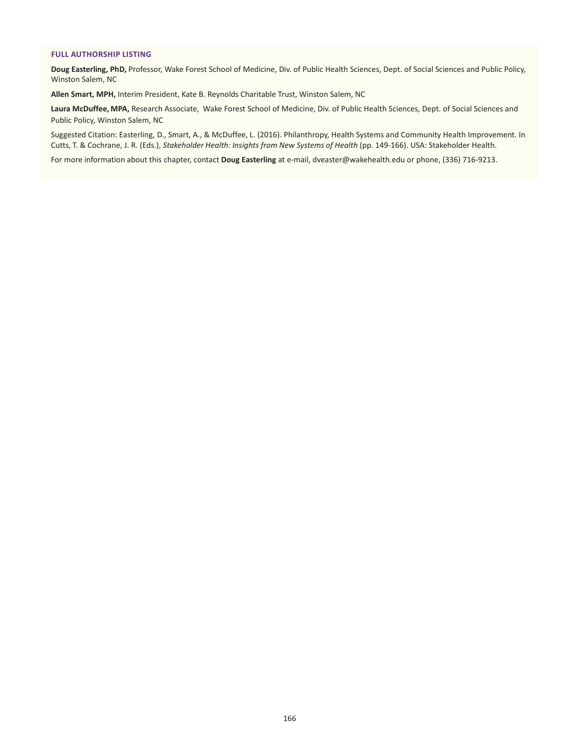### FULL AUTHORSHIP LISTING

**Doug Easterling, PhD,** Professor, Wake Forest School of Medicine, Div. of Public Health Sciences, Dept. of Social Sciences and Public Policy, Winston Salem, NC

**Allen Smart, MPH,** Interim President, Kate B. Reynolds Charitable Trust, Winston Salem, NC

**Laura McDuffee, MPA,** Research Associate, Wake Forest School of Medicine, Div. of Public Health Sciences, Dept. of Social Sciences and Public Policy, Winston Salem, NC

Suggested Citation: Easterling, D., Smart, A., & McDuffee, L. (2016). Philanthropy, Health Systems and Community Health Improvement. In Cutts, T. & Cochrane, J. R. (Eds.), *Stakeholder Health: Insights from New Systems of Health* (pp. 149-166). USA: Stakeholder Health.

For more information about this chapter, contact **Doug Easterling** at e-mail, dveaster@wakehealth.edu or phone, (336) 716-9213.